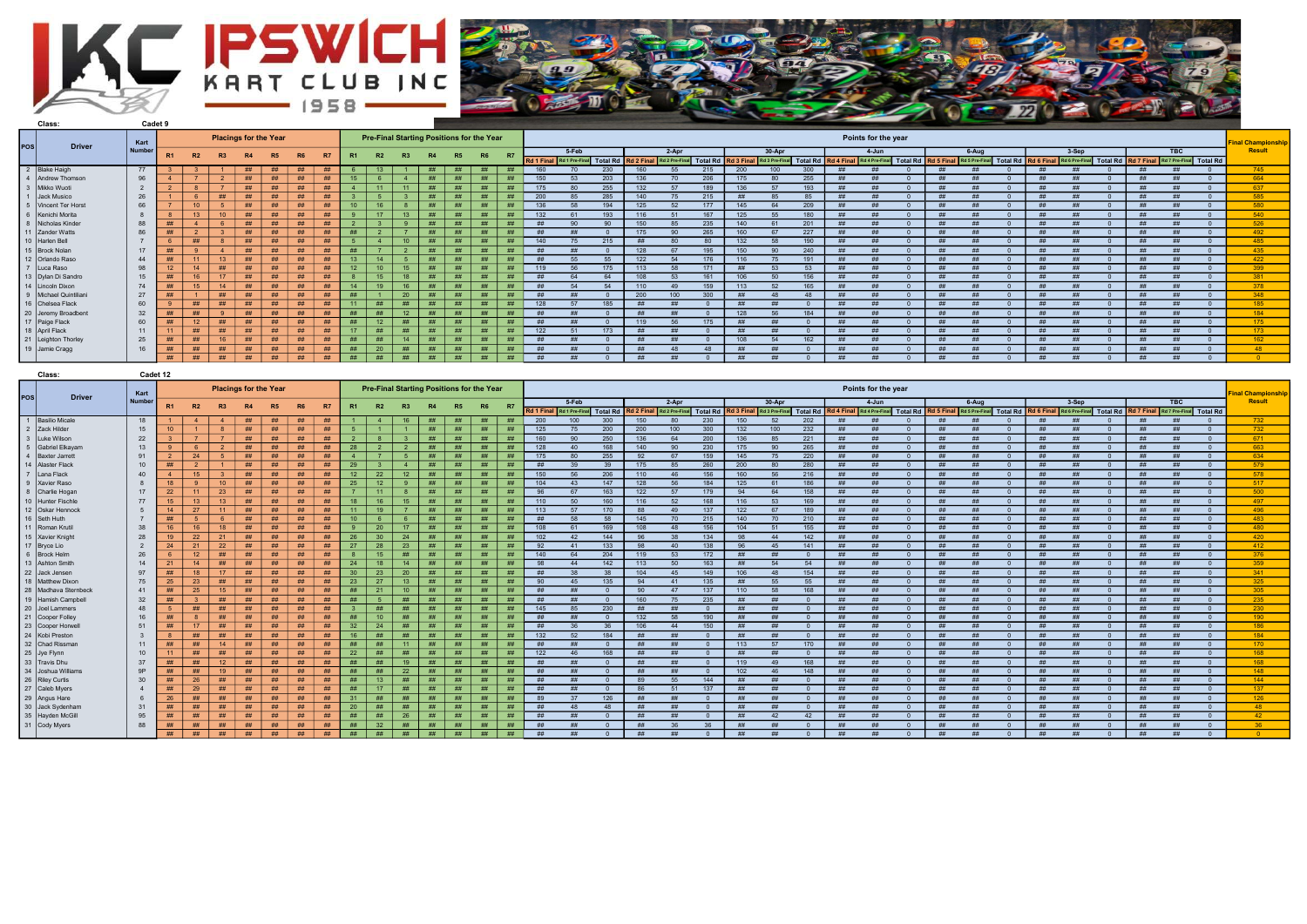# IPSWICH KART CLUB INC 1958

**Class:** Cadet 9

| POS | Driver | Kart Number | Placings for the Year | | | | | | | Pre-Final Starting Positions for the Year | | | | | | | Points for the year | | | | | | | | | | | | | | | | | | | | | Final Championship Result |
|---|---|---|---|---|---|---|---|---|---|---|---|---|---|---|---|---|---|---|---|---|---|---|---|---|---|---|---|---|---|---|---|---|---|---|---|---|---|---|
| | | | R1 | R2 | R3 | R4 | R5 | R6 | R7 | R1 | R2 | R3 | R4 | R5 | R6 | R7 | 5-Feb | | | 2-Apr | | | 30-Apr | | | 4-Jun | | | 6-Aug | | | 3-Sep | | | TBC | | | |
| | | | | | | | | | | | | | | | | | Rd 1 Final | Rd 1 Pre-Final | Total Rd | Rd 2 Final | Rd 2 Pre-Final | Total Rd | Rd 3 Final | Rd 3 Pre-Final | Total Rd | Rd 4 Final | Rd 4 Pre-Final | Total Rd | Rd 5 Final | Rd 5 Pre-Final | Total Rd | Rd 6 Final | Rd 6 Pre-Final | Total Rd | Rd 7 Final | Rd 7 Pre-Final | Total Rd | |
| 2 | Blake Haigh | 77 | 3 | 3 | 1 | ## | ## | ## | ## | 6 | 13 | 1 | ## | ## | ## | ## | 160 | 70 | 230 | 160 | 55 | 215 | 200 | 100 | 300 | ## | ## | 0 | ## | ## | 0 | ## | ## | 0 | ## | ## | 0 | 745 |
| 4 | Andrew Thomson | 96 | 4 | 7 | 2 | ## | ## | ## | ## | 15 | 6 | 4 | ## | ## | ## | ## | 150 | 53 | 203 | 136 | 70 | 206 | 175 | 80 | 255 | ## | ## | 0 | ## | ## | 0 | ## | ## | 0 | ## | ## | 0 | 664 |
| 3 | Mikko Wuoti | 2 | 2 | 8 | 7 | ## | ## | ## | ## | 4 | 11 | 11 | ## | ## | ## | ## | 175 | 80 | 255 | 132 | 57 | 189 | 136 | 57 | 193 | ## | ## | 0 | ## | ## | 0 | ## | ## | 0 | ## | ## | 0 | 637 |
| 5 | Jack Musico | 26 | 1 | 6 | ## | ## | ## | ## | ## | 3 | 5 | 3 | ## | ## | ## | ## | 200 | 85 | 285 | 140 | 75 | 215 | ## | 85 | 85 | ## | ## | 0 | ## | ## | 0 | ## | ## | 0 | ## | ## | 0 | 585 |
| 1 | Vincent Ter Horst | 66 | 7 | 10 | 5 | ## | ## | ## | ## | 10 | 16 | 8 | ## | ## | ## | ## | 136 | 58 | 194 | 125 | 52 | 177 | 145 | 64 | 209 | ## | ## | 0 | ## | ## | 0 | ## | ## | 0 | ## | ## | 0 | 580 |
| 6 | Kenichi Morita | 8 | 8 | 13 | 10 | ## | ## | ## | ## | 9 | 17 | 13 | ## | ## | ## | ## | 132 | 61 | 193 | 116 | 51 | 167 | 125 | 55 | 180 | ## | ## | 0 | ## | ## | 0 | ## | ## | 0 | ## | ## | 0 | 540 |
| 8 | Nicholas Kinder | 88 | ## | 4 | 6 | ## | ## | ## | ## | 2 | 3 | 9 | ## | ## | ## | ## | ## | 90 | 90 | 150 | 85 | 235 | 140 | 61 | 201 | ## | ## | 0 | ## | ## | 0 | ## | ## | 0 | ## | ## | 0 | 526 |
| 11 | Zander Watts | 86 | ## | 2 | 3 | ## | ## | ## | ## | ## | 2 | 7 | ## | ## | ## | ## | ## | ## | 0 | 175 | 90 | 265 | 160 | 67 | 227 | ## | ## | 0 | ## | ## | 0 | ## | ## | 0 | ## | ## | 0 | 492 |
| 10 | Harlen Bell | 7 | 6 | ## | 8 | ## | ## | ## | ## | 5 | 4 | 10 | ## | ## | ## | ## | 140 | 75 | 215 | ## | 80 | 80 | 132 | 58 | 190 | ## | ## | 0 | ## | ## | 0 | ## | ## | 0 | ## | ## | 0 | 485 |
| 15 | Brock Nolan | 17 | ## | 9 | 4 | ## | ## | ## | ## | ## | 7 | 2 | ## | ## | ## | ## | ## | ## | 0 | 128 | 67 | 195 | 150 | 90 | 240 | ## | ## | 0 | ## | ## | 0 | ## | ## | 0 | ## | ## | 0 | 435 |
| 12 | Orlando Raso | 44 | ## | 11 | 13 | ## | ## | ## | ## | 13 | 14 | 5 | ## | ## | ## | ## | ## | 55 | 55 | 122 | 54 | 176 | 116 | 75 | 191 | ## | ## | 0 | ## | ## | 0 | ## | ## | 0 | ## | ## | 0 | 422 |
| 7 | Luca Raso | 98 | 12 | 14 | ## | ## | ## | ## | ## | 12 | 10 | 15 | ## | ## | ## | ## | 119 | 56 | 175 | 113 | 58 | 171 | ## | 53 | 53 | ## | ## | 0 | ## | ## | 0 | ## | ## | 0 | ## | ## | 0 | 399 |
| 13 | Dylan Di Sandro | 15 | ## | 16 | 17 | ## | ## | ## | ## | 8 | 15 | 18 | ## | ## | ## | ## | ## | 64 | 64 | 108 | 53 | 161 | 106 | 50 | 156 | ## | ## | 0 | ## | ## | 0 | ## | ## | 0 | ## | ## | 0 | 381 |
| 14 | Lincoln Dixon | 74 | ## | 15 | 14 | ## | ## | ## | ## | 14 | 19 | 16 | ## | ## | ## | ## | ## | 54 | 54 | 110 | 49 | 159 | 113 | 52 | 165 | ## | ## | 0 | ## | ## | 0 | ## | ## | 0 | ## | ## | 0 | 378 |
| 9 | Michael Quintiliani | 27 | ## | 1 | ## | ## | ## | ## | ## | ## | 1 | 20 | ## | ## | ## | ## | ## | ## | 0 | 200 | 100 | 300 | ## | 48 | 48 | ## | ## | 0 | ## | ## | 0 | ## | ## | 0 | ## | ## | 0 | 348 |
| 16 | Chelsea Flack | 60 | 9 | ## | ## | ## | ## | ## | ## | 11 | ## | ## | ## | ## | ## | ## | 128 | 57 | 185 | ## | ## | 0 | ## | ## | 0 | ## | ## | 0 | ## | ## | 0 | ## | ## | 0 | ## | ## | 0 | 185 |
| 20 | Jeremy Broadbent | 32 | ## | ## | 9 | ## | ## | ## | ## | ## | ## | 12 | ## | ## | ## | ## | ## | ## | 0 | ## | ## | 0 | 128 | 56 | 184 | ## | ## | 0 | ## | ## | 0 | ## | ## | 0 | ## | ## | 0 | 184 |
| 17 | Paige Flack | 60 | ## | 12 | ## | ## | ## | ## | ## | ## | 12 | ## | ## | ## | ## | ## | ## | ## | 0 | 119 | 56 | 175 | ## | ## | 0 | ## | ## | 0 | ## | ## | 0 | ## | ## | 0 | ## | ## | 0 | 175 |
| 18 | April Flack | 11 | 11 | ## | ## | ## | ## | ## | ## | 17 | ## | ## | ## | ## | ## | ## | 122 | 51 | 173 | ## | ## | 0 | ## | ## | 0 | ## | ## | 0 | ## | ## | 0 | ## | ## | 0 | ## | ## | 0 | 173 |
| 21 | Leighton Thorley | 25 | ## | ## | 16 | ## | ## | ## | ## | ## | ## | 14 | ## | ## | ## | ## | ## | ## | 0 | ## | ## | 0 | 108 | 54 | 162 | ## | ## | 0 | ## | ## | 0 | ## | ## | 0 | ## | ## | 0 | 162 |
| 19 | Jamie Cragg | 16 | ## | ## | ## | ## | ## | ## | ## | ## | 20 | ## | ## | ## | ## | ## | ## | ## | 0 | ## | 48 | 48 | ## | ## | 0 | ## | ## | 0 | ## | ## | 0 | ## | ## | 0 | ## | ## | 0 | 48 |
| | | | ## | ## | ## | ## | ## | ## | ## | ## | ## | ## | ## | ## | ## | ## | ## | ## | 0 | ## | ## | 0 | ## | ## | 0 | ## | ## | 0 | ## | ## | 0 | ## | ## | 0 | ## | ## | 0 | 0 |

**Class:** Cadet 12

| POS | Driver | Kart Number | Placings for the Year | | | | | | | Pre-Final Starting Positions for the Year | | | | | | | Points for the year | | | | | | | | | | | | | | | | | | | | | Final Championship Result |
|---|---|---|---|---|---|---|---|---|---|---|---|---|---|---|---|---|---|---|---|---|---|---|---|---|---|---|---|---|---|---|---|---|---|---|---|---|---|---|
| | | | R1 | R2 | R3 | R4 | R5 | R6 | R7 | R1 | R2 | R3 | R4 | R5 | R6 | R7 | 5-Feb | | | 2-Apr | | | 30-Apr | | | 4-Jun | | | 6-Aug | | | 3-Sep | | | TBC | | | |
| | | | | | | | | | | | | | | | | | Rd 1 Final | Rd 1 Pre-Final | Total Rd | Rd 2 Final | Rd 2 Pre-Final | Total Rd | Rd 3 Final | Rd 3 Pre-Final | Total Rd | Rd 4 Final | Rd 4 Pre-Final | Total Rd | Rd 5 Final | Rd 5 Pre-Final | Total Rd | Rd 6 Final | Rd 6 Pre-Final | Total Rd | Rd 7 Final | Rd 7 Pre-Final | Total Rd | |
| 1 | Basilio Micale | 18 | 1 | 4 | 4 | ## | ## | ## | ## | 1 | 4 | 16 | ## | ## | ## | ## | 200 | 100 | 300 | 150 | 80 | 230 | 150 | 52 | 202 | ## | ## | 0 | ## | ## | 0 | ## | ## | 0 | ## | ## | 0 | 732 |
| 2 | Zack Hilder | 15 | 10 | 1 | 8 | ## | ## | ## | ## | 5 | 1 | 1 | ## | ## | ## | ## | 125 | 75 | 200 | 200 | 100 | 300 | 132 | 100 | 232 | ## | ## | 0 | ## | ## | 0 | ## | ## | 0 | ## | ## | 0 | 732 |
| 3 | Luke Wilson | 22 | 3 | 7 | 7 | ## | ## | ## | ## | 2 | 8 | 3 | ## | ## | ## | ## | 160 | 90 | 250 | 136 | 64 | 200 | 136 | 85 | 221 | ## | ## | 0 | ## | ## | 0 | ## | ## | 0 | ## | ## | 0 | 671 |
| 5 | Gabriel Elkayam | 13 | 9 | 6 | 2 | ## | ## | ## | ## | 28 | 2 | 2 | ## | ## | ## | ## | 128 | 40 | 168 | 140 | 90 | 230 | 175 | 90 | 265 | ## | ## | 0 | ## | ## | 0 | ## | ## | 0 | ## | ## | 0 | 663 |
| 4 | Baxter Jarrett | 91 | 2 | 24 | 5 | ## | ## | ## | ## | 4 | 7 | 5 | ## | ## | ## | ## | 175 | 80 | 255 | 92 | 67 | 159 | 145 | 75 | 220 | ## | ## | 0 | ## | ## | 0 | ## | ## | 0 | ## | ## | 0 | 634 |
| 14 | Alaster Flack | 10 | ## | 2 | 1 | ## | ## | ## | ## | 29 | 3 | 4 | ## | ## | ## | ## | ## | 39 | 39 | 175 | 85 | 260 | 200 | 80 | 280 | ## | ## | 0 | ## | ## | 0 | ## | ## | 0 | ## | ## | 0 | 579 |
| 7 | Lana Flack | 40 | 4 | 15 | 3 | ## | ## | ## | ## | 12 | 22 | 12 | ## | ## | ## | ## | 150 | 56 | 206 | 110 | 46 | 156 | 160 | 56 | 216 | ## | ## | 0 | ## | ## | 0 | ## | ## | 0 | ## | ## | 0 | 578 |
| 9 | Xavier Raso | 8 | 18 | 9 | 10 | ## | ## | ## | ## | 25 | 12 | 9 | ## | ## | ## | ## | 104 | 43 | 147 | 128 | 56 | 184 | 125 | 61 | 186 | ## | ## | 0 | ## | ## | 0 | ## | ## | 0 | ## | ## | 0 | 517 |
| 8 | Charlie Hogan | 17 | 22 | 11 | 23 | ## | ## | ## | ## | 7 | 11 | 8 | ## | ## | ## | ## | 96 | 67 | 163 | 122 | 57 | 179 | 94 | 64 | 158 | ## | ## | 0 | ## | ## | 0 | ## | ## | 0 | ## | ## | 0 | 500 |
| 10 | Hunter Fischle | 77 | 15 | 13 | 13 | ## | ## | ## | ## | 18 | 16 | 15 | ## | ## | ## | ## | 110 | 50 | 160 | 116 | 52 | 168 | 116 | 53 | 169 | ## | ## | 0 | ## | ## | 0 | ## | ## | 0 | ## | ## | 0 | 497 |
| 12 | Oskar Hennock | 5 | 14 | 27 | 11 | ## | ## | ## | ## | 11 | 19 | 7 | ## | ## | ## | ## | 113 | 57 | 170 | 88 | 49 | 137 | 122 | 67 | 189 | ## | ## | 0 | ## | ## | 0 | ## | ## | 0 | ## | ## | 0 | 496 |
| 16 | Seth Huth | 7 | ## | 5 | 6 | ## | ## | ## | ## | 10 | 6 | 6 | ## | ## | ## | ## | ## | 58 | 58 | 145 | 70 | 215 | 140 | 70 | 210 | ## | ## | 0 | ## | ## | 0 | ## | ## | 0 | ## | ## | 0 | 483 |
| 11 | Roman Krutil | 38 | 16 | 16 | 18 | ## | ## | ## | ## | 9 | 20 | 17 | ## | ## | ## | ## | 108 | 61 | 169 | 108 | 48 | 156 | 104 | 51 | 155 | ## | ## | 0 | ## | ## | 0 | ## | ## | 0 | ## | ## | 0 | 480 |
| 15 | Xavier Knight | 28 | 19 | 22 | 21 | ## | ## | ## | ## | 26 | 30 | 24 | ## | ## | ## | ## | 102 | 42 | 144 | 96 | 38 | 134 | 98 | 44 | 142 | ## | ## | 0 | ## | ## | 0 | ## | ## | 0 | ## | ## | 0 | 420 |
| 17 | Bryce Lio | 2 | 24 | 21 | 22 | ## | ## | ## | ## | 27 | 28 | 23 | ## | ## | ## | ## | 92 | 41 | 133 | 98 | 40 | 138 | 96 | 45 | 141 | ## | ## | 0 | ## | ## | 0 | ## | ## | 0 | ## | ## | 0 | 412 |
| 6 | Brock Helm | 26 | 6 | 12 | ## | ## | ## | ## | ## | 8 | 15 | ## | ## | ## | ## | ## | 140 | 64 | 204 | 119 | 53 | 172 | ## | ## | 0 | ## | ## | 0 | ## | ## | 0 | ## | ## | 0 | ## | ## | 0 | 376 |
| 13 | Ashton Smith | 14 | 21 | 14 | ## | ## | ## | ## | ## | 24 | 18 | 14 | ## | ## | ## | ## | 98 | 44 | 142 | 113 | 50 | 163 | ## | 54 | 54 | ## | ## | 0 | ## | ## | 0 | ## | ## | 0 | ## | ## | 0 | 359 |
| 22 | Jack Jensen | 97 | ## | 18 | 17 | ## | ## | ## | ## | 30 | 23 | 20 | ## | ## | ## | ## | ## | 38 | 38 | 104 | 45 | 149 | 106 | 48 | 154 | ## | ## | 0 | ## | ## | 0 | ## | ## | 0 | ## | ## | 0 | 341 |
| 18 | Matthew Dixon | 75 | 25 | 23 | ## | ## | ## | ## | ## | 23 | 27 | 13 | ## | ## | ## | ## | 90 | 45 | 135 | 94 | 41 | 135 | ## | 55 | 55 | ## | ## | 0 | ## | ## | 0 | ## | ## | 0 | ## | ## | 0 | 325 |
| 28 | Madhava Sternbeck | 41 | ## | 25 | 15 | ## | ## | ## | ## | ## | 21 | 10 | ## | ## | ## | ## | ## | ## | 0 | 90 | 47 | 137 | 110 | 58 | 168 | ## | ## | 0 | ## | ## | 0 | ## | ## | 0 | ## | ## | 0 | 305 |
| 19 | Hamish Campbell | 32 | ## | 3 | ## | ## | ## | ## | ## | ## | 5 | ## | ## | ## | ## | ## | ## | ## | 0 | 160 | 75 | 235 | ## | ## | 0 | ## | ## | 0 | ## | ## | 0 | ## | ## | 0 | ## | ## | 0 | 235 |
| 20 | Joel Lammers | 48 | 5 | ## | ## | ## | ## | ## | ## | 3 | ## | ## | ## | ## | ## | ## | 145 | 85 | 230 | ## | ## | 0 | ## | ## | 0 | ## | ## | 0 | ## | ## | 0 | ## | ## | 0 | ## | ## | 0 | 230 |
| 21 | Cooper Folley | 16 | ## | 8 | ## | ## | ## | ## | ## | ## | 10 | ## | ## | ## | ## | ## | ## | ## | 0 | 132 | 58 | 190 | ## | ## | 0 | ## | ## | 0 | ## | ## | 0 | ## | ## | 0 | ## | ## | 0 | 190 |
| 23 | Cooper Horwell | 51 | ## | 17 | ## | ## | ## | ## | ## | 32 | 24 | ## | ## | ## | ## | ## | ## | 36 | 36 | 106 | 44 | 150 | ## | ## | 0 | ## | ## | 0 | ## | ## | 0 | ## | ## | 0 | ## | ## | 0 | 186 |
| 24 | Kobi Preston | 3 | 8 | ## | ## | ## | ## | ## | ## | 16 | ## | ## | ## | ## | ## | ## | 132 | 52 | 184 | ## | ## | 0 | ## | ## | 0 | ## | ## | 0 | ## | ## | 0 | ## | ## | 0 | ## | ## | 0 | 184 |
| 32 | Chad Rissman | 11 | ## | ## | 14 | ## | ## | ## | ## | ## | ## | 11 | ## | ## | ## | ## | ## | ## | 0 | ## | ## | 0 | 113 | 57 | 170 | ## | ## | 0 | ## | ## | 0 | ## | ## | 0 | ## | ## | 0 | 170 |
| 25 | Jye Flynn | 10 | 11 | ## | ## | ## | ## | ## | ## | 22 | ## | ## | ## | ## | ## | ## | 122 | 46 | 168 | ## | ## | 0 | ## | ## | 0 | ## | ## | 0 | ## | ## | 0 | ## | ## | 0 | ## | ## | 0 | 168 |
| 33 | Travis Dhu | 37 | ## | ## | 12 | ## | ## | ## | ## | ## | ## | 19 | ## | ## | ## | ## | ## | ## | 0 | ## | ## | 0 | 119 | 49 | 168 | ## | ## | 0 | ## | ## | 0 | ## | ## | 0 | ## | ## | 0 | 168 |
| 34 | Joshua Williams | 9P | ## | ## | 19 | ## | ## | ## | ## | ## | ## | 22 | ## | ## | ## | ## | ## | ## | 0 | ## | ## | 0 | 102 | 46 | 148 | ## | ## | 0 | ## | ## | 0 | ## | ## | 0 | ## | ## | 0 | 148 |
| 26 | Riley Curtis | 30 | ## | 26 | ## | ## | ## | ## | ## | ## | 13 | ## | ## | ## | ## | ## | ## | ## | 0 | 89 | 55 | 144 | ## | ## | 0 | ## | ## | 0 | ## | ## | 0 | ## | ## | 0 | ## | ## | 0 | 144 |
| 27 | Caleb Myers | 4 | ## | 29 | ## | ## | ## | ## | ## | ## | 17 | ## | ## | ## | ## | ## | ## | ## | 0 | 86 | 51 | 137 | ## | ## | 0 | ## | ## | 0 | ## | ## | 0 | ## | ## | 0 | ## | ## | 0 | 137 |
| 29 | Angus Hare | 6 | 26 | ## | ## | ## | ## | ## | ## | 31 | ## | ## | ## | ## | ## | ## | 89 | 37 | 126 | ## | ## | 0 | ## | ## | 0 | ## | ## | 0 | ## | ## | 0 | ## | ## | 0 | ## | ## | 0 | 126 |
| 30 | Jack Sydenham | 31 | ## | ## | ## | ## | ## | ## | ## | 20 | ## | ## | ## | ## | ## | ## | ## | 48 | 48 | ## | ## | 0 | ## | ## | 0 | ## | ## | 0 | ## | ## | 0 | ## | ## | 0 | ## | ## | 0 | 48 |
| 35 | Hayden McGill | 95 | ## | ## | ## | ## | ## | ## | ## | ## | ## | 26 | ## | ## | ## | ## | ## | ## | 0 | ## | ## | 0 | ## | 42 | 42 | ## | ## | 0 | ## | ## | 0 | ## | ## | 0 | ## | ## | 0 | 42 |
| 31 | Cody Myers | 88 | ## | ## | ## | ## | ## | ## | ## | ## | 32 | ## | ## | ## | ## | ## | ## | ## | 0 | ## | 36 | 36 | ## | ## | 0 | ## | ## | 0 | ## | ## | 0 | ## | ## | 0 | ## | ## | 0 | 36 |
| | | | ## | ## | ## | ## | ## | ## | ## | ## | ## | ## | ## | ## | ## | ## | ## | ## | 0 | ## | ## | 0 | ## | ## | 0 | ## | ## | 0 | ## | ## | 0 | ## | ## | 0 | ## | ## | 0 | 0 |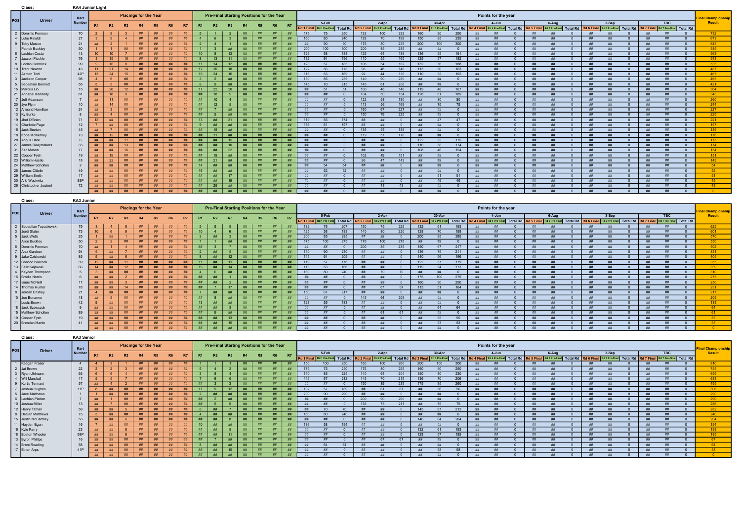**Class:** KA4 Junior Light

| POS | Driver | Kart Number | Placings for the Year | | | | | | | Pre-Final Starting Positions for the Year | | | | | | | Points for the year 5-Feb | | | 2-Apr | | | 30-Apr | | | 4-Jun | | | 6-Aug | | | 3-Sep | | | TBC | | | Final Championship Result |
|---|---|---|---|---|---|---|---|---|---|---|---|---|---|---|---|---|---|---|---|---|---|---|---|---|---|---|---|---|---|---|---|---|---|---|---|---|---|---|---|
| | | | R1 | R2 | R3 | R4 | R5 | R6 | R7 | R1 | R2 | R3 | R4 | R5 | R6 | R7 | Rd 1 Final | Rd 1 Pre-Final | Total Rd | Rd 2 Final | Rd 2 Pre-Final | Total Rd | Rd 3 Final | Rd 3 Pre-Final | Total Rd | Rd 4 Final | Rd 4 Pre-Final | Total Rd | Rd 5 Final | Rd 5 Pre-Final | Total Rd | Rd 6 Final | Rd 6 Pre-Final | Total Rd | Rd 7 Final | Rd 7 Pre-Final | Total Rd | |
| 2 | Dominic Penman | 70 | 2 | 8 | 3 | ## | ## | ## | ## | 5 | 1 | 2 | ## | ## | ## | ## | 175 | 75 | 250 | 132 | 100 | 232 | 160 | 90 | 250 | ## | ## | 0 | ## | ## | 0 | ## | ## | 0 | ## | ## | 0 | 732 |
| 4 | Luke Rinaldi | 27 | 3 | 9 | 4 | ## | ## | ## | ## | 4 | 6 | 3 | ## | ## | ## | ## | 160 | 80 | 240 | 128 | 70 | 198 | 150 | 85 | 235 | ## | ## | 0 | ## | ## | 0 | ## | ## | 0 | ## | ## | 0 | 673 |
| 9 | Toby Musico | 21 | ## | 2 | 1 | ## | ## | ## | ## | 2 | 4 | 1 | ## | ## | ## | ## | ## | ## | 90 | 175 | 80 | 255 | 200 | 100 | 300 | ## | ## | 0 | ## | ## | 0 | ## | ## | 0 | ## | ## | 0 | 645 |
| 1 | Patrick Buckley | 50 | 1 | 1 | ## | ## | ## | ## | ## | 1 | 3 | ## | ## | ## | ## | ## | 200 | 100 | 300 | 200 | 85 | 285 | ## | ## | 0 | ## | ## | 0 | ## | ## | 0 | ## | ## | 0 | ## | ## | 0 | 585 |
| 6 | Lachlan Costa | 13 | 10 | 10 | 7 | ## | ## | ## | ## | 10 | 8 | 13 | ## | ## | ## | ## | 125 | 58 | 183 | 125 | 64 | 189 | 136 | 55 | 191 | ## | ## | 0 | ## | ## | 0 | ## | ## | 0 | ## | ## | 0 | 563 |
| 7 | Jaxson Fischle | 76 | 8 | 15 | 10 | ## | ## | ## | ## | 8 | 13 | 11 | ## | ## | ## | ## | 132 | 64 | 196 | 110 | 55 | 165 | 125 | 57 | 182 | ## | ## | 0 | ## | ## | 0 | ## | ## | 0 | ## | ## | 0 | 543 |
| 8 | Loclan Hennock | 99 | 9 | 16 | 8 | ## | ## | ## | ## | 11 | 14 | 12 | ## | ## | ## | ## | 128 | 57 | 185 | 108 | 54 | 162 | 132 | 56 | 188 | ## | ## | 0 | ## | ## | 0 | ## | ## | 0 | ## | ## | 0 | 535 |
| 10 | Trent Newton | 43 | 11 | 21 | 14 | ## | ## | ## | ## | 12 | 20 | 18 | ## | ## | ## | ## | 122 | 56 | 178 | 98 | 48 | 146 | 113 | 50 | 163 | ## | ## | 0 | ## | ## | 0 | ## | ## | 0 | ## | ## | 0 | 487 |
| 11 | Ashton Torti | 42P | 13 | 24 | 15 | ## | ## | ## | ## | 15 | 24 | 16 | ## | ## | ## | ## | 116 | 53 | 169 | 92 | 44 | 136 | 110 | 52 | 162 | ## | ## | 0 | ## | ## | 0 | ## | ## | 0 | ## | ## | 0 | 467 |
| 3 | Jackson Cooper | 98 | 4 | 6 | ## | ## | ## | ## | ## | 3 | 2 | ## | ## | ## | ## | ## | 150 | 85 | 235 | 140 | 90 | 230 | ## | ## | 0 | ## | ## | 0 | ## | ## | 0 | ## | ## | 0 | ## | ## | 0 | 465 |
| 5 | Sebastian Bennett | 55 | 5 | 5 | ## | ## | ## | ## | ## | 6 | 9 | ## | ## | ## | ## | ## | 145 | 70 | 215 | 145 | 61 | 206 | ## | ## | 0 | ## | ## | 0 | ## | ## | 0 | ## | ## | 0 | ## | ## | 0 | 421 |
| 15 | Marcus Lio | 15 | ## | 20 | 12 | ## | ## | ## | ## | 17 | 22 | 20 | ## | ## | ## | ## | ## | 51 | 51 | 100 | 46 | 146 | 119 | 48 | 167 | ## | ## | 0 | ## | ## | 0 | ## | ## | 0 | ## | ## | 0 | 364 |
| 21 | Annabel Kennedy | 81 | ## | 18 | 9 | ## | ## | ## | ## | ## | 18 | 9 | ## | ## | ## | ## | ## | ## | 0 | 104 | 50 | 154 | 128 | 61 | 189 | ## | ## | 0 | ## | ## | 0 | ## | ## | 0 | ## | ## | 0 | 343 |
| 17 | Jett Adamson | 7 | ## | 11 | ## | ## | ## | ## | ## | ## | 10 | 4 | ## | ## | ## | ## | ## | ## | 0 | 122 | 58 | 180 | ## | 80 | 80 | ## | ## | 0 | ## | ## | 0 | ## | ## | 0 | ## | ## | 0 | 260 |
| 20 | Jye Flynn | 10 | ## | 14 | ## | ## | ## | ## | ## | ## | 12 | 5 | ## | ## | ## | ## | ## | ## | 0 | 113 | 56 | 169 | ## | 75 | 75 | ## | ## | 0 | ## | ## | 0 | ## | ## | 0 | ## | ## | 0 | 244 |
| 12 | Armand Hamilton | 24 | ## | 3 | ## | ## | ## | ## | ## | ## | 7 | ## | ## | ## | ## | ## | ## | ## | 0 | 160 | 67 | 227 | ## | ## | 0 | ## | ## | 0 | ## | ## | 0 | ## | ## | 0 | ## | ## | 0 | 227 |
| 13 | Ky Burke | 8 | ## | 4 | ## | ## | ## | ## | ## | ## | 5 | ## | ## | ## | ## | ## | ## | ## | 0 | 150 | 75 | 225 | ## | ## | 0 | ## | ## | 0 | ## | ## | 0 | ## | ## | 0 | ## | ## | 0 | 225 |
| 19 | Jhet O'Brien | 71 | 12 | ## | ## | ## | ## | ## | ## | 13 | ## | 21 | ## | ## | ## | ## | 119 | 55 | 174 | ## | ## | 0 | ## | 47 | 47 | ## | ## | 0 | ## | ## | 0 | ## | ## | 0 | ## | ## | 0 | 221 |
| 14 | Charlotte Page | 12 | 7 | ## | ## | ## | ## | ## | ## | 9 | ## | ## | ## | ## | ## | ## | 136 | 61 | 197 | ## | ## | 0 | ## | ## | 0 | ## | ## | 0 | ## | ## | 0 | ## | ## | 0 | ## | ## | 0 | 197 |
| 16 | Jack Beeton | 45 | ## | 7 | ## | ## | ## | ## | ## | ## | 15 | ## | ## | ## | ## | ## | ## | ## | 0 | 136 | 53 | 189 | ## | ## | 0 | ## | ## | 0 | ## | ## | 0 | ## | ## | 0 | ## | ## | 0 | 189 |
| 18 | Kobe McInerney | 73 | ## | 12 | ## | ## | ## | ## | ## | ## | 11 | ## | ## | ## | ## | ## | ## | ## | 0 | 119 | 57 | 176 | ## | ## | 0 | ## | ## | 0 | ## | ## | 0 | ## | ## | 0 | ## | ## | 0 | 176 |
| 28 | Angus Hare | 6 | ## | ## | 11 | ## | ## | ## | ## | ## | ## | 15 | ## | ## | ## | ## | ## | ## | 0 | ## | ## | 0 | 122 | 53 | 175 | ## | ## | 0 | ## | ## | 0 | ## | ## | 0 | ## | ## | 0 | 175 |
| 27 | James Raaymakers | 33 | ## | ## | 13 | ## | ## | ## | ## | ## | ## | 10 | ## | ## | ## | ## | ## | ## | 0 | ## | ## | 0 | 116 | 58 | 174 | ## | ## | 0 | ## | ## | 0 | ## | ## | 0 | ## | ## | 0 | 174 |
| 31 | Zac Mason | 77 | ## | ## | 16 | ## | ## | ## | ## | ## | ## | 22 | ## | ## | ## | ## | ## | ## | 0 | ## | ## | 0 | 108 | 46 | 154 | ## | ## | 0 | ## | ## | 0 | ## | ## | 0 | ## | ## | 0 | 154 |
| 22 | Cooper Fysh | 19 | ## | 19 | ## | ## | ## | ## | ## | ## | 19 | ## | ## | ## | ## | ## | ## | ## | 0 | 102 | 49 | 151 | ## | ## | 0 | ## | ## | 0 | ## | ## | 0 | ## | ## | 0 | ## | ## | 0 | 151 |
| 23 | William Hastie | 18 | ## | 22 | ## | ## | ## | ## | ## | ## | 21 | ## | ## | ## | ## | ## | ## | ## | 0 | 96 | 47 | 143 | ## | ## | 0 | ## | ## | 0 | ## | ## | 0 | ## | ## | 0 | ## | ## | 0 | 143 |
| 24 | Matthew Scholten | 2 | ## | ## | ## | ## | ## | ## | ## | 14 | ## | ## | ## | ## | ## | ## | ## | 54 | 54 | ## | ## | 0 | ## | ## | 0 | ## | ## | 0 | ## | ## | 0 | ## | ## | 0 | ## | ## | 0 | 54 |
| 25 | James Cittolin | 49 | ## | ## | ## | ## | ## | ## | ## | 16 | ## | ## | ## | ## | ## | ## | ## | 52 | 52 | ## | ## | 0 | ## | ## | 0 | ## | ## | 0 | ## | ## | 0 | ## | ## | 0 | ## | ## | 0 | 52 |
| 29 | William Smith | 17 | ## | ## | ## | ## | ## | ## | ## | ## | ## | 17 | ## | ## | ## | ## | ## | ## | 0 | ## | ## | 0 | ## | 51 | 51 | ## | ## | 0 | ## | ## | 0 | ## | ## | 0 | ## | ## | 0 | 51 |
| 30 | Arki Wackwitz | 88P | ## | ## | ## | ## | ## | ## | ## | ## | ## | 19 | ## | ## | ## | ## | ## | ## | 0 | ## | ## | 0 | ## | 49 | 49 | ## | ## | 0 | ## | ## | 0 | ## | ## | 0 | ## | ## | 0 | 49 |
| 26 | Christopher Joubert | 72 | ## | ## | ## | ## | ## | ## | ## | ## | 25 | ## | ## | ## | ## | ## | ## | ## | 0 | ## | 43 | 43 | ## | ## | 0 | ## | ## | 0 | ## | ## | 0 | ## | ## | 0 | ## | ## | 0 | 43 |
| | | | ## | ## | ## | ## | ## | ## | ## | ## | ## | ## | ## | ## | ## | ## | ## | ## | 0 | ## | ## | 0 | ## | ## | 0 | ## | ## | 0 | ## | ## | 0 | ## | ## | 0 | ## | ## | 0 | 0 |

**Class:** KA3 Junior

| POS | Driver | Kart Number | Placings for the Year | | | | | | | Pre-Final Starting Positions for the Year | | | | | | | Points for the year 5-Feb | | | 2-Apr | | | 30-Apr | | | 4-Jun | | | 6-Aug | | | 3-Sep | | | TBC | | | Final Championship Result |
|---|---|---|---|---|---|---|---|---|---|---|---|---|---|---|---|---|---|---|---|---|---|---|---|---|---|---|---|---|---|---|---|---|---|---|---|---|---|---|---|
| | | | R1 | R2 | R3 | R4 | R5 | R6 | R7 | R1 | R2 | R3 | R4 | R5 | R6 | R7 | Rd 1 Final | Rd 1 Pre-Final | Total Rd | Rd 2 Final | Rd 2 Pre-Final | Total Rd | Rd 3 Final | Rd 3 Pre-Final | Total Rd | Rd 4 Final | Rd 4 Pre-Final | Total Rd | Rd 5 Final | Rd 5 Pre-Final | Total Rd | Rd 6 Final | Rd 6 Pre-Final | Total Rd | Rd 7 Final | Rd 7 Pre-Final | Total Rd | |
| 2 | Sebastian Tupackovski | 75 | 8 | 4 | 8 | ## | ## | ## | ## | 5 | 5 | 9 | ## | ## | ## | ## | 132 | 75 | 207 | 150 | 75 | 225 | 132 | 61 | 193 | ## | ## | 0 | ## | ## | 0 | ## | ## | 0 | ## | ## | 0 | 625 |
| 3 | Jordi Slater | 73 | 10 | 6 | 9 | ## | ## | ## | ## | 10 | 4 | 6 | ## | ## | ## | ## | 125 | 58 | 183 | 140 | 80 | 220 | 128 | 70 | 198 | ## | ## | 0 | ## | ## | 0 | ## | ## | 0 | ## | ## | 0 | 601 |
| 5 | Jack Wells | 25 | 1 | ## | 1 | ## | ## | ## | ## | 3 | ## | 3 | ## | ## | ## | ## | 200 | 85 | 285 | ## | ## | 0 | 200 | 85 | 285 | ## | ## | 0 | ## | ## | 0 | ## | ## | 0 | ## | ## | 0 | 570 |
| 1 | Alice Buckley | 50 | 2 | 2 | ## | ## | ## | ## | ## | 1 | 1 | ## | ## | ## | ## | ## | 175 | 100 | 275 | 175 | 100 | 275 | ## | ## | 0 | ## | ## | 0 | ## | ## | 0 | ## | ## | 0 | ## | ## | 0 | 550 |
| 6 | Dominic Penman | 70 | ## | 1 | 4 | ## | ## | ## | ## | ## | 3 | 7 | ## | ## | ## | ## | ## | ## | 0 | 200 | 85 | 285 | 150 | 67 | 217 | ## | ## | 0 | ## | ## | 0 | ## | ## | 0 | ## | ## | 0 | 502 |
| 7 | Alex Gardner | 94 | 6 | ## | 7 | ## | ## | ## | ## | 2 | ## | 5 | ## | ## | ## | ## | 140 | 90 | 230 | ## | ## | 0 | 136 | 75 | 211 | ## | ## | 0 | ## | ## | 0 | ## | ## | 0 | ## | ## | 0 | 441 |
| 9 | Jake Czislowski | 85 | 5 | ## | 6 | ## | ## | ## | ## | 8 | ## | 12 | ## | ## | ## | ## | 145 | 64 | 209 | ## | ## | 0 | 140 | 56 | 196 | ## | ## | 0 | ## | ## | 0 | ## | ## | 0 | ## | ## | 0 | 405 |
| 12 | Connor Peacock | 39 | 12 | ## | 11 | ## | ## | ## | ## | 11 | ## | 11 | ## | ## | ## | ## | 119 | 57 | 176 | ## | ## | 0 | 122 | 57 | 179 | ## | ## | 0 | ## | ## | 0 | ## | ## | 0 | ## | ## | 0 | 355 |
| 13 | Felix Kajewski | 66 | 14 | ## | 12 | ## | ## | ## | ## | 15 | ## | 14 | ## | ## | ## | ## | 113 | 53 | 166 | ## | ## | 0 | 119 | 54 | 173 | ## | ## | 0 | ## | ## | 0 | ## | ## | 0 | ## | ## | 0 | 339 |
| 4 | Keyden Thompson | 5 | 3 | ## | ## | ## | ## | ## | ## | 4 | 6 | ## | ## | ## | ## | ## | 160 | 80 | 240 | ## | 70 | 70 | ## | ## | 0 | ## | ## | 0 | ## | ## | 0 | ## | ## | 0 | ## | ## | 0 | 310 |
| 16 | Brodie Norris | 6 | ## | ## | 2 | ## | ## | ## | ## | ## | ## | 1 | ## | ## | ## | ## | ## | ## | 0 | ## | ## | 0 | 175 | 100 | 275 | ## | ## | 0 | ## | ## | 0 | ## | ## | 0 | ## | ## | 0 | 275 |
| 17 | Isaac McNeill | 17 | ## | ## | 3 | ## | ## | ## | ## | ## | ## | 2 | ## | ## | ## | ## | ## | ## | 0 | ## | ## | 0 | 160 | 90 | 250 | ## | ## | 0 | ## | ## | 0 | ## | ## | 0 | ## | ## | 0 | 250 |
| 14 | Thomas Hunter | 78 | ## | ## | 14 | ## | ## | ## | ## | ## | 7 | 17 | ## | ## | ## | ## | ## | ## | 0 | ## | 67 | 67 | 113 | 51 | 164 | ## | ## | 0 | ## | ## | 0 | ## | ## | 0 | ## | ## | 0 | 231 |
| 8 | Jordan Ensbey | 21 | 4 | ## | ## | ## | ## | ## | ## | 7 | ## | ## | ## | ## | ## | ## | 150 | 67 | 217 | ## | ## | 0 | ## | ## | 0 | ## | ## | 0 | ## | ## | 0 | ## | ## | 0 | ## | ## | 0 | 217 |
| 10 | Joe Bonanno | 18 | ## | 5 | ## | ## | ## | ## | ## | ## | 8 | ## | ## | ## | ## | ## | ## | ## | 0 | 145 | 64 | 209 | ## | ## | 0 | ## | ## | 0 | ## | ## | 0 | ## | ## | 0 | ## | ## | 0 | 209 |
| 11 | Louis Brown | 42 | 9 | ## | ## | ## | ## | ## | ## | 13 | ## | ## | ## | ## | ## | ## | 128 | 55 | 183 | ## | ## | 0 | ## | ## | 0 | ## | ## | 0 | ## | ## | 0 | ## | ## | 0 | ## | ## | 0 | 183 |
| 18 | Jack Szewczuk | 9 | ## | ## | ## | ## | ## | ## | ## | ## | ## | 8 | ## | ## | ## | ## | ## | ## | 0 | ## | ## | 0 | ## | 64 | 64 | ## | ## | 0 | ## | ## | 0 | ## | ## | 0 | ## | ## | 0 | 64 |
| 15 | Matthew Scholten | 89 | ## | ## | ## | ## | ## | ## | ## | ## | 9 | ## | ## | ## | ## | ## | ## | ## | 0 | ## | 61 | 61 | ## | ## | 0 | ## | ## | 0 | ## | ## | 0 | ## | ## | 0 | ## | ## | 0 | 61 |
| 19 | Cooper Fysh | 19 | ## | ## | ## | ## | ## | ## | ## | ## | ## | 13 | ## | ## | ## | ## | ## | ## | 0 | ## | ## | 0 | ## | 55 | 55 | ## | ## | 0 | ## | ## | 0 | ## | ## | 0 | ## | ## | 0 | 55 |
| 20 | Brendan Martin | 41 | ## | ## | ## | ## | ## | ## | ## | ## | ## | 15 | ## | ## | ## | ## | ## | ## | 0 | ## | ## | 0 | ## | 53 | 53 | ## | ## | 0 | ## | ## | 0 | ## | ## | 0 | ## | ## | 0 | 53 |
| | | | ## | ## | ## | ## | ## | ## | ## | ## | ## | ## | ## | ## | ## | ## | ## | ## | 0 | ## | ## | 0 | ## | ## | 0 | ## | ## | 0 | ## | ## | 0 | ## | ## | 0 | ## | ## | 0 | 0 |

**Class:** KA3 Senior

| POS | Driver | Kart Number | Placings for the Year | | | | | | | Pre-Final Starting Positions for the Year | | | | | | | Points for the year 5-Feb | | | 2-Apr | | | 30-Apr | | | 4-Jun | | | 6-Aug | | | 3-Sep | | | TBC | | | Final Championship Result |
|---|---|---|---|---|---|---|---|---|---|---|---|---|---|---|---|---|---|---|---|---|---|---|---|---|---|---|---|---|---|---|---|---|---|---|---|---|---|---|---|
| | | | R1 | R2 | R3 | R4 | R5 | R6 | R7 | R1 | R2 | R3 | R4 | R5 | R6 | R7 | Rd 1 Final | Rd 1 Pre-Final | Total Rd | Rd 2 Final | Rd 2 Pre-Final | Total Rd | Rd 3 Final | Rd 3 Pre-Final | Total Rd | Rd 4 Final | Rd 4 Pre-Final | Total Rd | Rd 5 Final | Rd 5 Pre-Final | Total Rd | Rd 6 Final | Rd 6 Pre-Final | Total Rd | Rd 7 Final | Rd 7 Pre-Final | Total Rd | |
| 1 | Keegan Fraser | 4 | 4 | 3 | 1 | ## | ## | ## | ## | 1 | 1 | 1 | ## | ## | ## | ## | 150 | 100 | 250 | 160 | 100 | 260 | 200 | 100 | 300 | ## | ## | 0 | ## | ## | 0 | ## | ## | 0 | ## | ## | 0 | 810 |
| 2 | Jai Brown | 22 | 2 | 2 | 3 | ## | ## | ## | ## | 5 | 4 | 2 | ## | ## | ## | ## | 175 | 75 | 250 | 175 | 80 | 255 | 160 | 90 | 250 | ## | ## | 0 | ## | ## | 0 | ## | ## | 0 | ## | ## | 0 | 755 |
| 3 | Ryan Uhlmann | 93 | 6 | 6 | 4 | ## | ## | ## | ## | 3 | 8 | 4 | ## | ## | ## | ## | 140 | 85 | 225 | 140 | 64 | 204 | 150 | 80 | 230 | ## | ## | 0 | ## | ## | 0 | ## | ## | 0 | ## | ## | 0 | 659 |
| 4 | Will Marshall | 17 | 5 | 5 | 7 | ## | ## | ## | ## | 7 | 6 | 6 | ## | ## | ## | ## | 145 | 67 | 212 | 145 | 70 | 215 | 136 | 70 | 206 | ## | ## | 0 | ## | ## | 0 | ## | ## | 0 | ## | ## | 0 | 633 |
| 9 | Kurtis Tennant | 57 | ## | 4 | 2 | ## | ## | ## | ## | ## | 3 | 3 | ## | ## | ## | ## | ## | ## | 0 | 150 | 85 | 235 | 175 | 85 | 260 | ## | ## | 0 | ## | ## | 0 | ## | ## | 0 | ## | ## | 0 | 495 |
| 7 | Joshua Hughes | 11P | 8 | ## | ## | ## | ## | ## | ## | 11 | 9 | 12 | ## | ## | ## | ## | 132 | 57 | 189 | ## | 61 | 61 | ## | 56 | 56 | ## | ## | 0 | ## | ## | 0 | ## | ## | 0 | ## | ## | 0 | 306 |
| 5 | Jace Matthews | 1 | 1 | ## | ## | ## | ## | ## | ## | 2 | ## | ## | ## | ## | ## | ## | 200 | 90 | 290 | ## | ## | 0 | ## | ## | 0 | ## | ## | 0 | ## | ## | 0 | ## | ## | 0 | ## | ## | 0 | 290 |
| 6 | Lachlan Platten | 7 | ## | 1 | ## | ## | ## | ## | ## | ## | 2 | ## | ## | ## | ## | ## | ## | ## | 0 | 200 | 90 | 290 | ## | ## | 0 | ## | ## | 0 | ## | ## | 0 | ## | ## | 0 | ## | ## | 0 | 290 |
| 10 | Joshua Miller | 13 | ## | 7 | ## | ## | ## | ## | ## | ## | 5 | 5 | ## | ## | ## | ## | ## | ## | 0 | 136 | 75 | 211 | ## | 75 | 75 | ## | ## | 0 | ## | ## | 0 | ## | ## | 0 | ## | ## | 0 | 286 |
| 12 | Henry Titman | 59 | ## | ## | 5 | ## | ## | ## | ## | 6 | ## | 7 | ## | ## | ## | ## | ## | 70 | 70 | ## | ## | 0 | 145 | 67 | 212 | ## | ## | 0 | ## | ## | 0 | ## | ## | 0 | ## | ## | 0 | 282 |
| 8 | Declan Matthews | 75 | 3 | ## | ## | ## | ## | ## | ## | 4 | ## | ## | ## | ## | ## | ## | 160 | 80 | 240 | ## | ## | 0 | ## | ## | 0 | ## | ## | 0 | ## | ## | 0 | ## | ## | 0 | ## | ## | 0 | 240 |
| 15 | Justin McCartney | 53 | ## | ## | 6 | ## | ## | ## | ## | ## | ## | 8 | ## | ## | ## | ## | ## | ## | 0 | ## | ## | 0 | 140 | 64 | 204 | ## | ## | 0 | ## | ## | 0 | ## | ## | 0 | ## | ## | 0 | 204 |
| 11 | Hayden Egan | 16 | 7 | ## | ## | ## | ## | ## | ## | 10 | ## | ## | ## | ## | ## | ## | 136 | 58 | 194 | ## | ## | 0 | ## | ## | 0 | ## | ## | 0 | ## | ## | 0 | ## | ## | 0 | ## | ## | 0 | 194 |
| 16 | Kyle Parry | 23 | ## | ## | 8 | ## | ## | ## | ## | ## | ## | 9 | ## | ## | ## | ## | ## | ## | 0 | ## | ## | 0 | 132 | 61 | 193 | ## | ## | 0 | ## | ## | 0 | ## | ## | 0 | ## | ## | 0 | 193 |
| 18 | Boston Wheeler | 58P | ## | ## | 9 | ## | ## | ## | ## | ## | ## | 11 | ## | ## | ## | ## | ## | ## | 0 | ## | ## | 0 | 128 | 57 | 185 | ## | ## | 0 | ## | ## | 0 | ## | ## | 0 | ## | ## | 0 | 185 |
| 13 | Byron Phillips | 16 | ## | ## | ## | ## | ## | ## | ## | ## | 7 | ## | ## | ## | ## | ## | ## | ## | 0 | ## | 67 | 67 | ## | ## | 0 | ## | ## | 0 | ## | ## | 0 | ## | ## | 0 | ## | ## | 0 | 67 |
| 14 | Brent Reading | 58 | ## | ## | ## | ## | ## | ## | ## | 8 | ## | ## | ## | ## | ## | ## | ## | 64 | 64 | ## | ## | 0 | ## | ## | 0 | ## | ## | 0 | ## | ## | 0 | ## | ## | 0 | ## | ## | 0 | 64 |
| 17 | Ethan Arps | 41P | ## | ## | ## | ## | ## | ## | ## | ## | ## | 10 | ## | ## | ## | ## | ## | ## | 0 | ## | ## | 0 | ## | 58 | 58 | ## | ## | 0 | ## | ## | 0 | ## | ## | 0 | ## | ## | 0 | 58 |
| | | | ## | ## | ## | ## | ## | ## | ## | ## | ## | ## | ## | ## | ## | ## | ## | ## | 0 | ## | ## | 0 | ## | ## | 0 | ## | ## | 0 | ## | ## | 0 | ## | ## | 0 | ## | ## | 0 | 0 |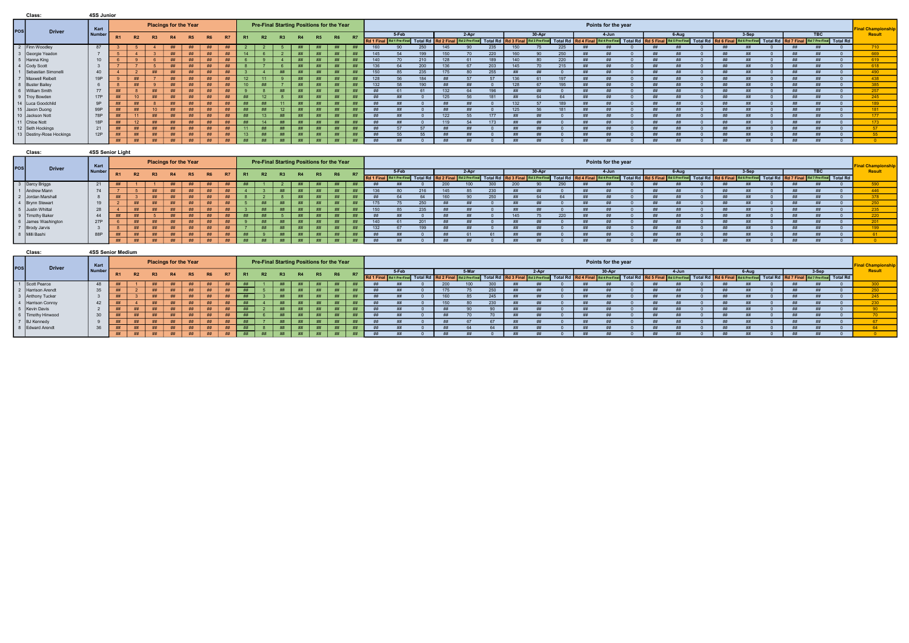**Class:** 4SS Junior

| POS | Driver | Kart Number | Placings for the Year | | | | | | | Pre-Final Starting Positions for the Year | | | | | | | Points for the year | | | | | | | | | | | | | | | | | | | | | Final Championship Result |
|---|---|---|---|---|---|---|---|---|---|---|---|---|---|---|---|---|---|---|---|---|---|---|---|---|---|---|---|---|---|---|---|---|---|---|---|---|---|---|
| | | | R1 | R2 | R3 | R4 | R5 | R6 | R7 | R1 | R2 | R3 | R4 | R5 | R6 | R7 | 5-Feb Rd 1 Final | Rd 1 Pre-Final | Total Rd | 2-Apr Rd 2 Final | Rd 2 Pre-Final | Total Rd | 30-Apr Rd 3 Final | Rd 3 Pre-Final | Total Rd | 4-Jun Rd 4 Final | Rd 4 Pre-Final | Total Rd | 6-Aug Rd 5 Final | Rd 5 Pre-Final | Total Rd | 3-Sep Rd 6 Final | Rd 6 Pre-Final | Total Rd | TBC Rd 7 Final | Rd 7 Pre-Final | Total Rd | |
| 2 | Finn Woodley | 87 | 3 | 5 | 4 | ## | ## | ## | ## | 2 | 2 | 5 | ## | ## | ## | ## | 160 | 90 | 250 | 145 | 90 | 235 | 150 | 75 | 225 | ## | ## | 0 | ## | ## | 0 | ## | ## | 0 | ## | ## | 0 | 710 |
| 3 | Georgie Yeadon | 7 | 5 | 4 | 3 | ## | ## | ## | ## | 14 | 6 | 2 | ## | ## | ## | ## | 145 | 54 | 199 | 150 | 70 | 220 | 160 | 90 | 250 | ## | ## | 0 | ## | ## | 0 | ## | ## | 0 | ## | ## | 0 | 669 |
| 5 | Hanna King | 10 | 6 | 9 | 6 | ## | ## | ## | ## | 6 | 9 | 4 | ## | ## | ## | ## | 140 | 70 | 210 | 128 | 61 | 189 | 140 | 80 | 220 | ## | ## | 0 | ## | ## | 0 | ## | ## | 0 | ## | ## | 0 | 619 |
| 4 | Cody Scott | 3 | 7 | 7 | 5 | ## | ## | ## | ## | 8 | 7 | 6 | ## | ## | ## | ## | 136 | 64 | 200 | 136 | 67 | 203 | 145 | 70 | 215 | ## | ## | 0 | ## | ## | 0 | ## | ## | 0 | ## | ## | 0 | 618 |
| 1 | Sebastian Simonelli | 40 | 4 | 2 | ## | ## | ## | ## | ## | 3 | 4 | ## | ## | ## | ## | ## | 150 | 85 | 235 | 175 | 80 | 255 | ## | ## | 0 | ## | ## | 0 | ## | ## | 0 | ## | ## | 0 | ## | ## | 0 | 490 |
| 7 | Maxwell Reibelt | 19P | 9 | ## | 7 | ## | ## | ## | ## | 12 | 11 | 9 | ## | ## | ## | ## | 128 | 56 | 184 | ## | 57 | 57 | 136 | 61 | 197 | ## | ## | 0 | ## | ## | 0 | ## | ## | 0 | ## | ## | 0 | 438 |
| 8 | Buster Bailey | 6 | 8 | ## | 9 | ## | ## | ## | ## | 10 | ## | 7 | ## | ## | ## | ## | 132 | 58 | 190 | ## | ## | 0 | 128 | 67 | 195 | ## | ## | 0 | ## | ## | 0 | ## | ## | 0 | ## | ## | 0 | 385 |
| 6 | William Smith | 77 | ## | 8 | ## | ## | ## | ## | ## | 9 | 8 | ## | ## | ## | ## | ## | ## | 61 | 61 | 132 | 64 | 196 | ## | ## | 0 | ## | ## | 0 | ## | ## | 0 | ## | ## | 0 | ## | ## | 0 | 257 |
| 9 | Troy Bowden | 17P | ## | 10 | ## | ## | ## | ## | ## | ## | 12 | 8 | ## | ## | ## | ## | ## | ## | 0 | 125 | 56 | 181 | ## | 64 | 64 | ## | ## | 0 | ## | ## | 0 | ## | ## | 0 | ## | ## | 0 | 245 |
| 14 | Luca Goodchild | 9P | ## | ## | 8 | ## | ## | ## | ## | ## | ## | 11 | ## | ## | ## | ## | ## | ## | 0 | ## | ## | 0 | 132 | 57 | 189 | ## | ## | 0 | ## | ## | 0 | ## | ## | 0 | ## | ## | 0 | 189 |
| 15 | Jaxon Duong | 99P | ## | ## | 10 | ## | ## | ## | ## | ## | ## | 12 | ## | ## | ## | ## | ## | ## | 0 | ## | ## | 0 | 125 | 56 | 181 | ## | ## | 0 | ## | ## | 0 | ## | ## | 0 | ## | ## | 0 | 181 |
| 10 | Jackson Nott | 78P | ## | 11 | ## | ## | ## | ## | ## | ## | 13 | ## | ## | ## | ## | ## | ## | ## | 0 | 122 | 55 | 177 | ## | ## | 0 | ## | ## | 0 | ## | ## | 0 | ## | ## | 0 | ## | ## | 0 | 177 |
| 11 | Chloe Nott | 18P | ## | 12 | ## | ## | ## | ## | ## | ## | 14 | ## | ## | ## | ## | ## | ## | ## | 0 | 119 | 54 | 173 | ## | ## | 0 | ## | ## | 0 | ## | ## | 0 | ## | ## | 0 | ## | ## | 0 | 173 |
| 12 | Seth Hockings | 21 | ## | ## | ## | ## | ## | ## | ## | 11 | ## | ## | ## | ## | ## | ## | ## | 57 | 57 | ## | ## | 0 | ## | ## | 0 | ## | ## | 0 | ## | ## | 0 | ## | ## | 0 | ## | ## | 0 | 57 |
| 13 | Destiny-Rose Hockings | 12P | ## | ## | ## | ## | ## | ## | ## | 13 | ## | ## | ## | ## | ## | ## | ## | 55 | 55 | ## | ## | 0 | ## | ## | 0 | ## | ## | 0 | ## | ## | 0 | ## | ## | 0 | ## | ## | 0 | 55 |
| | | | ## | ## | ## | ## | ## | ## | ## | ## | ## | ## | ## | ## | ## | ## | ## | ## | 0 | ## | ## | 0 | ## | ## | 0 | ## | ## | 0 | ## | ## | 0 | ## | ## | 0 | ## | ## | 0 | 0 |

**Class:** 4SS Senior Light

| POS | Driver | Kart Number | Placings for the Year | | | | | | | Pre-Final Starting Positions for the Year | | | | | | | Points for the year | | | | | | | | | | | | | | | | | | | | | Final Championship Result |
|---|---|---|---|---|---|---|---|---|---|---|---|---|---|---|---|---|---|---|---|---|---|---|---|---|---|---|---|---|---|---|---|---|---|---|---|---|---|---|
| | | | R1 | R2 | R3 | R4 | R5 | R6 | R7 | R1 | R2 | R3 | R4 | R5 | R6 | R7 | 5-Feb Rd 1 Final | Rd 1 Pre-Final | Total Rd | 2-Apr Rd 2 Final | Rd 2 Pre-Final | Total Rd | 30-Apr Rd 3 Final | Rd 3 Pre-Final | Total Rd | 4-Jun Rd 4 Final | Rd 4 Pre-Final | Total Rd | 6-Aug Rd 5 Final | Rd 5 Pre-Final | Total Rd | 3-Sep Rd 6 Final | Rd 6 Pre-Final | Total Rd | TBC Rd 7 Final | Rd 7 Pre-Final | Total Rd | |
| 3 | Darcy Briggs | 21 | ## | 1 | 1 | ## | ## | ## | ## | ## | 1 | 2 | ## | ## | ## | ## | ## | ## | 0 | 200 | 100 | 300 | 200 | 90 | 290 | ## | ## | 0 | ## | ## | 0 | ## | ## | 0 | ## | ## | 0 | 590 |
| 1 | Andrew Mann | 74 | 7 | 5 | ## | ## | ## | ## | ## | 4 | 3 | ## | ## | ## | ## | ## | 136 | 80 | 216 | 145 | 85 | 230 | ## | ## | 0 | ## | ## | 0 | ## | ## | 0 | ## | ## | 0 | ## | ## | 0 | 446 |
| 2 | Jordan Marshall | 8 | ## | 3 | ## | ## | ## | ## | ## | 8 | 2 | 8 | ## | ## | ## | ## | ## | 64 | 64 | 160 | 90 | 250 | ## | 64 | 64 | ## | ## | 0 | ## | ## | 0 | ## | ## | 0 | ## | ## | 0 | 378 |
| 4 | Brynn Stewart | 19 | 2 | ## | ## | ## | ## | ## | ## | 5 | ## | ## | ## | ## | ## | ## | 175 | 75 | 250 | ## | ## | 0 | ## | ## | 0 | ## | ## | 0 | ## | ## | 0 | ## | ## | 0 | ## | ## | 0 | 250 |
| 5 | Justin Whittal | 28 | 4 | ## | ## | ## | ## | ## | ## | 3 | ## | ## | ## | ## | ## | ## | 150 | 85 | 235 | ## | ## | 0 | ## | ## | 0 | ## | ## | 0 | ## | ## | 0 | ## | ## | 0 | ## | ## | 0 | 235 |
| 9 | Timothy Baker | 44 | ## | ## | 5 | ## | ## | ## | ## | ## | ## | 5 | ## | ## | ## | ## | ## | ## | 0 | ## | ## | 0 | 145 | 75 | 220 | ## | ## | 0 | ## | ## | 0 | ## | ## | 0 | ## | ## | 0 | 220 |
| 6 | James Washington | 27P | 6 | ## | ## | ## | ## | ## | ## | 9 | ## | ## | ## | ## | ## | ## | 140 | 61 | 201 | ## | ## | 0 | ## | ## | 0 | ## | ## | 0 | ## | ## | 0 | ## | ## | 0 | ## | ## | 0 | 201 |
| 7 | Brody Jarvis | 3 | 8 | ## | ## | ## | ## | ## | ## | 7 | ## | ## | ## | ## | ## | ## | 132 | 67 | 199 | ## | ## | 0 | ## | ## | 0 | ## | ## | 0 | ## | ## | 0 | ## | ## | 0 | ## | ## | 0 | 199 |
| 8 | Milli Bashi | 88P | ## | ## | ## | ## | ## | ## | ## | ## | 9 | ## | ## | ## | ## | ## | ## | ## | 0 | ## | 61 | 61 | ## | ## | 0 | ## | ## | 0 | ## | ## | 0 | ## | ## | 0 | ## | ## | 0 | 61 |
| | | | ## | ## | ## | ## | ## | ## | ## | ## | ## | ## | ## | ## | ## | ## | ## | ## | 0 | ## | ## | 0 | ## | ## | 0 | ## | ## | 0 | ## | ## | 0 | ## | ## | 0 | ## | ## | 0 | 0 |

**Class:** 4SS Senior Medium

| POS | Driver | Kart Number | Placings for the Year | | | | | | | Pre-Final Starting Positions for the Year | | | | | | | Points for the year | | | | | | | | | | | | | | | | | | | | | Final Championship Result |
|---|---|---|---|---|---|---|---|---|---|---|---|---|---|---|---|---|---|---|---|---|---|---|---|---|---|---|---|---|---|---|---|---|---|---|---|---|---|---|
| | | | R1 | R2 | R3 | R4 | R5 | R6 | R7 | R1 | R2 | R3 | R4 | R5 | R6 | R7 | 5-Feb Rd 1 Final | Rd 1 Pre-Final | Total Rd | 5-Mar Rd 2 Final | Rd 2 Pre-Final | Total Rd | 2-Apr Rd 3 Final | Rd 3 Pre-Final | Total Rd | 30-Apr Rd 4 Final | Rd 4 Pre-Final | Total Rd | 4-Jun Rd 5 Final | Rd 5 Pre-Final | Total Rd | 6-Aug Rd 6 Final | Rd 6 Pre-Final | Total Rd | 3-Sep Rd 7 Final | Rd 7 Pre-Final | Total Rd | |
| 1 | Scott Pearce | 48 | ## | 1 | ## | ## | ## | ## | ## | ## | 1 | ## | ## | ## | ## | ## | ## | ## | 0 | 200 | 100 | 300 | ## | ## | 0 | ## | ## | 0 | ## | ## | 0 | ## | ## | 0 | ## | ## | 0 | 300 |
| 2 | Harrison Arendt | 35 | ## | 2 | ## | ## | ## | ## | ## | ## | 5 | ## | ## | ## | ## | ## | ## | ## | 0 | 175 | 75 | 250 | ## | ## | 0 | ## | ## | 0 | ## | ## | 0 | ## | ## | 0 | ## | ## | 0 | 250 |
| 3 | Anthony Tucker | 3 | ## | 3 | ## | ## | ## | ## | ## | ## | 3 | ## | ## | ## | ## | ## | ## | ## | 0 | 160 | 85 | 245 | ## | ## | 0 | ## | ## | 0 | ## | ## | 0 | ## | ## | 0 | ## | ## | 0 | 245 |
| 4 | Harrison Conroy | 42 | ## | 4 | ## | ## | ## | ## | ## | ## | 4 | ## | ## | ## | ## | ## | ## | ## | 0 | 150 | 80 | 230 | ## | ## | 0 | ## | ## | 0 | ## | ## | 0 | ## | ## | 0 | ## | ## | 0 | 230 |
| 5 | Kevin Davis | 2 | ## | ## | ## | ## | ## | ## | ## | ## | 2 | ## | ## | ## | ## | ## | ## | ## | 0 | ## | 90 | 90 | ## | ## | 0 | ## | ## | 0 | ## | ## | 0 | ## | ## | 0 | ## | ## | 0 | 90 |
| 6 | Timothy Hinwood | 30 | ## | ## | ## | ## | ## | ## | ## | ## | 6 | ## | ## | ## | ## | ## | ## | ## | 0 | ## | 70 | 70 | ## | ## | 0 | ## | ## | 0 | ## | ## | 0 | ## | ## | 0 | ## | ## | 0 | 70 |
| 7 | BJ Kennedy | 9 | ## | ## | ## | ## | ## | ## | ## | ## | 7 | ## | ## | ## | ## | ## | ## | ## | 0 | ## | 67 | 67 | ## | ## | 0 | ## | ## | 0 | ## | ## | 0 | ## | ## | 0 | ## | ## | 0 | 67 |
| 8 | Edward Arendt | 36 | ## | ## | ## | ## | ## | ## | ## | ## | 8 | ## | ## | ## | ## | ## | ## | ## | 0 | ## | 64 | 64 | ## | ## | 0 | ## | ## | 0 | ## | ## | 0 | ## | ## | 0 | ## | ## | 0 | 64 |
| | | | ## | ## | ## | ## | ## | ## | ## | ## | ## | ## | ## | ## | ## | ## | ## | ## | 0 | ## | ## | 0 | ## | ## | 0 | ## | ## | 0 | ## | ## | 0 | ## | ## | 0 | ## | ## | 0 | 0 |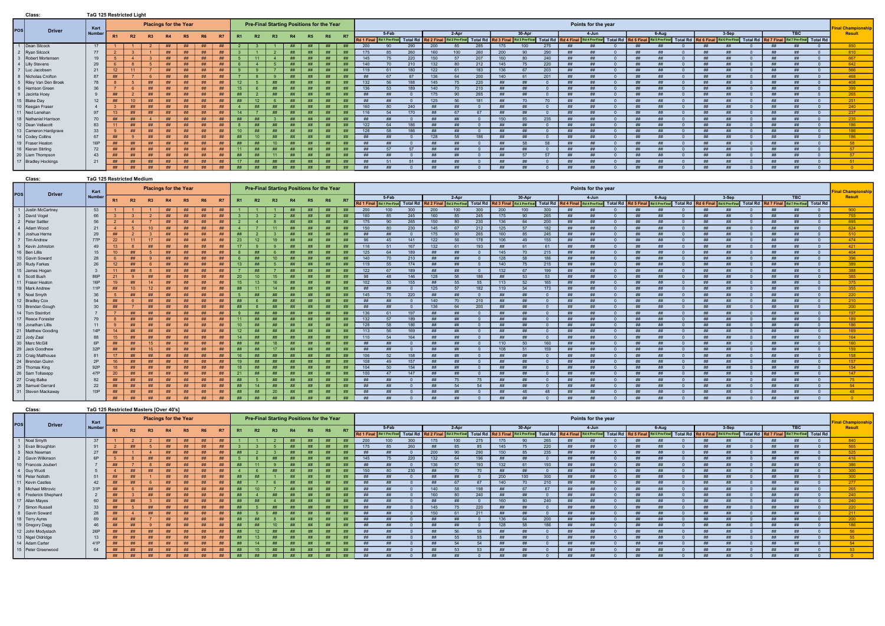**Class:** TaG 125 Restricted Light

| POS | Driver | Kart Number | Placings for the Year | | | | | | | Pre-Final Starting Positions for the Year | | | | | | | Points for the year | | | | | | | | | | | | | | | | | | | | | Final Championship Result |
|---|---|---|---|---|---|---|---|---|---|---|---|---|---|---|---|---|---|---|---|---|---|---|---|---|---|---|---|---|---|---|---|---|---|---|---|---|---|---|
| | | | R1 | R2 | R3 | R4 | R5 | R6 | R7 | R1 | R2 | R3 | R4 | R5 | R6 | R7 | 5-Feb | | | 2-Apr | | | 30-Apr | | | 4-Jun | | | 6-Aug | | | 3-Sep | | | TBC | | | |
| | | | | | | | | | | | | | | | | | Rd 1 Final | Rd 1 Pre-Final | Total Rd | Rd 2 Final | Rd 2 Pre-Final | Total Rd | Rd 3 Final | Rd 3 Pre-Final | Total Rd | Rd 4 Final | Rd 4 Pre-Final | Total Rd | Rd 5 Final | Rd 5 Pre-Final | Total Rd | Rd 6 Final | Rd 6 Pre-Final | Total Rd | Rd 7 Final | Rd 7 Pre-Final | Total Rd | |
| 1 | Dean Silcock | 17 | 1 | 1 | 2 | ## | ## | ## | ## | 2 | 3 | 1 | ## | ## | ## | ## | 200 | 90 | 290 | 200 | 85 | 285 | 175 | 100 | 275 | ## | ## | 0 | ## | ## | 0 | ## | ## | 0 | ## | ## | 0 | 850 |
| 2 | Ryan Silcock | 77 | 2 | 3 | 1 | ## | ## | ## | ## | 3 | 1 | 2 | ## | ## | ## | ## | 175 | 85 | 260 | 160 | 100 | 260 | 200 | 90 | 290 | ## | ## | 0 | ## | ## | 0 | ## | ## | 0 | ## | ## | 0 | 810 |
| 3 | Robert Mortensen | 19 | 5 | 4 | 3 | ## | ## | ## | ## | 5 | 11 | 4 | ## | ## | ## | ## | 145 | 75 | 220 | 150 | 57 | 207 | 160 | 80 | 240 | ## | ## | 0 | ## | ## | 0 | ## | ## | 0 | ## | ## | 0 | 667 |
| 4 | Lilly Stevens | 29 | 6 | 8 | 5 | ## | ## | ## | ## | 6 | 4 | 5 | ## | ## | ## | ## | 140 | 70 | 210 | 132 | 80 | 212 | 145 | 75 | 220 | ## | ## | 0 | ## | ## | 0 | ## | ## | 0 | ## | ## | 0 | 642 |
| 7 | Luc Jacobsen | 21 | 12 | 11 | 7 | ## | ## | ## | ## | 9 | 9 | 7 | ## | ## | ## | ## | 119 | 61 | 180 | 122 | 61 | 183 | 136 | 67 | 203 | ## | ## | 0 | ## | ## | 0 | ## | ## | 0 | ## | ## | 0 | 566 |
| 8 | Nicholas Crofton | 87 | ## | 7 | 6 | ## | ## | ## | ## | 7 | 8 | 9 | ## | ## | ## | ## | ## | 67 | 67 | 136 | 64 | 200 | 140 | 61 | 201 | ## | ## | 0 | ## | ## | 0 | ## | ## | 0 | ## | ## | 0 | 468 |
| 5 | Riley Van Den Broek | 78 | 8 | 5 | ## | ## | ## | ## | ## | 12 | 5 | ## | ## | ## | ## | ## | 132 | 56 | 188 | 145 | 75 | 220 | ## | ## | 0 | ## | ## | 0 | ## | ## | 0 | ## | ## | 0 | ## | ## | 0 | 408 |
| 6 | Harrison Green | 36 | 7 | 6 | ## | ## | ## | ## | ## | 15 | 6 | ## | ## | ## | ## | ## | 136 | 53 | 189 | 140 | 70 | 210 | ## | ## | 0 | ## | ## | 0 | ## | ## | 0 | ## | ## | 0 | ## | ## | 0 | 399 |
| 9 | Jacinta Hoey | 9 | ## | 2 | ## | ## | ## | ## | ## | ## | 2 | ## | ## | ## | ## | ## | ## | ## | 0 | 175 | 90 | 265 | ## | ## | 0 | ## | ## | 0 | ## | ## | 0 | ## | ## | 0 | ## | ## | 0 | 265 |
| 15 | Blake Day | 12 | ## | 10 | ## | ## | ## | ## | ## | ## | 12 | 6 | ## | ## | ## | ## | ## | ## | 0 | 125 | 56 | 181 | ## | 70 | 70 | ## | ## | 0 | ## | ## | 0 | ## | ## | 0 | ## | ## | 0 | 251 |
| 10 | Keegan Fraser | 4 | 3 | ## | ## | ## | ## | ## | ## | 4 | ## | ## | ## | ## | ## | ## | 160 | 80 | 240 | ## | ## | 0 | ## | ## | 0 | ## | ## | 0 | ## | ## | 0 | ## | ## | 0 | ## | ## | 0 | 240 |
| 11 | Ned Lenehan | 97 | 13 | ## | ## | ## | ## | ## | ## | 14 | 7 | ## | ## | ## | ## | ## | 116 | 54 | 170 | ## | 67 | 67 | ## | ## | 0 | ## | ## | 0 | ## | ## | 0 | ## | ## | 0 | ## | ## | 0 | 237 |
| 18 | Nathaniel Harrison | 70 | ## | ## | 4 | ## | ## | ## | ## | ## | ## | 3 | ## | ## | ## | ## | ## | ## | 0 | ## | ## | 0 | 150 | 85 | 235 | ## | ## | 0 | ## | ## | 0 | ## | ## | 0 | ## | ## | 0 | 235 |
| 12 | Dean Vellacott | 83 | 11 | ## | ## | ## | ## | ## | ## | 8 | ## | ## | ## | ## | ## | ## | 122 | 64 | 186 | ## | ## | 0 | ## | ## | 0 | ## | ## | 0 | ## | ## | 0 | ## | ## | 0 | ## | ## | 0 | 186 |
| 13 | Cameron Hardgrave | 33 | 9 | ## | ## | ## | ## | ## | ## | 10 | ## | ## | ## | ## | ## | ## | 128 | 58 | 186 | ## | ## | 0 | ## | ## | 0 | ## | ## | 0 | ## | ## | 0 | ## | ## | 0 | ## | ## | 0 | 186 |
| 14 | Codey Collins | 67 | ## | 9 | ## | ## | ## | ## | ## | ## | 10 | ## | ## | ## | ## | ## | ## | ## | 0 | 128 | 58 | 186 | ## | ## | 0 | ## | ## | 0 | ## | ## | 0 | ## | ## | 0 | ## | ## | 0 | 186 |
| 19 | Fraser Heaton | 16P | ## | ## | ## | ## | ## | ## | ## | ## | ## | 10 | ## | ## | ## | ## | ## | ## | 0 | ## | ## | 0 | ## | 58 | 58 | ## | ## | 0 | ## | ## | 0 | ## | ## | 0 | ## | ## | 0 | 58 |
| 16 | Kieran Stirling | 72 | ## | ## | ## | ## | ## | ## | ## | 11 | ## | ## | ## | ## | ## | ## | ## | 57 | 57 | ## | ## | 0 | ## | ## | 0 | ## | ## | 0 | ## | ## | 0 | ## | ## | 0 | ## | ## | 0 | 57 |
| 20 | Liam Thompson | 43 | ## | ## | ## | ## | ## | ## | ## | ## | ## | 11 | ## | ## | ## | ## | ## | ## | 0 | ## | ## | 0 | ## | 57 | 57 | ## | ## | 0 | ## | ## | 0 | ## | ## | 0 | ## | ## | 0 | 57 |
| 17 | Bradley Hockings | 21 | ## | ## | ## | ## | ## | ## | ## | 17 | ## | ## | ## | ## | ## | ## | ## | 51 | 51 | ## | ## | 0 | ## | ## | 0 | ## | ## | 0 | ## | ## | 0 | ## | ## | 0 | ## | ## | 0 | 51 |
| | | | ## | ## | ## | ## | ## | ## | ## | ## | ## | ## | ## | ## | ## | ## | ## | ## | 0 | ## | ## | 0 | ## | ## | 0 | ## | ## | 0 | ## | ## | 0 | ## | ## | 0 | ## | ## | 0 | 0 |

**Class:** TaG 125 Restricted Medium

| POS | Driver | Kart Number | Placings for the Year | | | | | | | Pre-Final Starting Positions for the Year | | | | | | | Points for the year | | | | | | | | | | | | | | | | | | | | | Final Championship Result |
|---|---|---|---|---|---|---|---|---|---|---|---|---|---|---|---|---|---|---|---|---|---|---|---|---|---|---|---|---|---|---|---|---|---|---|---|---|---|---|
| | | | R1 | R2 | R3 | R4 | R5 | R6 | R7 | R1 | R2 | R3 | R4 | R5 | R6 | R7 | 5-Feb | | | 2-Apr | | | 30-Apr | | | 4-Jun | | | 6-Aug | | | 3-Sep | | | TBC | | | |
| | | | | | | | | | | | | | | | | | Rd 1 Final | Rd 1 Pre-Final | Total Rd | Rd 2 Final | Rd 2 Pre-Final | Total Rd | Rd 3 Final | Rd 3 Pre-Final | Total Rd | Rd 4 Final | Rd 4 Pre-Final | Total Rd | Rd 5 Final | Rd 5 Pre-Final | Total Rd | Rd 6 Final | Rd 6 Pre-Final | Total Rd | Rd 7 Final | Rd 7 Pre-Final | Total Rd | |
| 1 | Justin McCartney | 53 | 1 | 1 | 1 | ## | ## | ## | ## | 1 | 1 | 1 | ## | ## | ## | ## | 200 | 100 | 300 | 200 | 100 | 300 | 200 | 100 | 300 | ## | ## | 0 | ## | ## | 0 | ## | ## | 0 | ## | ## | 0 | 900 |
| 3 | David Vogel | 66 | 3 | 3 | 2 | ## | ## | ## | ## | 3 | 3 | 2 | ## | ## | ## | ## | 160 | 85 | 245 | 160 | 85 | 245 | 175 | 90 | 265 | ## | ## | 0 | ## | ## | 0 | ## | ## | 0 | ## | ## | 0 | 755 |
| 2 | Peter Sattler | 56 | 2 | 4 | 7 | ## | ## | ## | ## | 2 | 4 | 8 | ## | ## | ## | ## | 175 | 90 | 265 | 150 | 80 | 230 | 136 | 64 | 200 | ## | ## | 0 | ## | ## | 0 | ## | ## | 0 | ## | ## | 0 | 695 |
| 4 | Adam Wood | 21 | 4 | 5 | 10 | ## | ## | ## | ## | 4 | 7 | 11 | ## | ## | ## | ## | 150 | 80 | 230 | 145 | 67 | 212 | 125 | 57 | 182 | ## | ## | 0 | ## | ## | 0 | ## | ## | 0 | ## | ## | 0 | 624 |
| 8 | Joshua Herne | 29 | ## | 2 | 3 | ## | ## | ## | ## | ## | 2 | 3 | ## | ## | ## | ## | ## | ## | 0 | 175 | 90 | 265 | 160 | 85 | 245 | ## | ## | 0 | ## | ## | 0 | ## | ## | 0 | ## | ## | 0 | 510 |
| 7 | Tim Andrew | 77P | 22 | 11 | 17 | ## | ## | ## | ## | 23 | 12 | 19 | ## | ## | ## | ## | 96 | 45 | 141 | 122 | 56 | 178 | 106 | 49 | 155 | ## | ## | 0 | ## | ## | 0 | ## | ## | 0 | ## | ## | 0 | 474 |
| 5 | Kevin Johnston | 49 | 13 | 8 | ## | ## | ## | ## | ## | 17 | 9 | 9 | ## | ## | ## | ## | 116 | 51 | 167 | 132 | 61 | 193 | ## | 61 | 61 | ## | ## | 0 | ## | ## | 0 | ## | ## | 0 | ## | ## | 0 | 421 |
| 16 | Ben Lillis | 15 | 10 | ## | 5 | ## | ## | ## | ## | 8 | ## | 6 | ## | ## | ## | ## | 125 | 64 | 189 | ## | ## | 0 | 145 | 70 | 215 | ## | ## | 0 | ## | ## | 0 | ## | ## | 0 | ## | ## | 0 | 404 |
| 10 | Gavin Soward | 28 | 6 | ## | 9 | ## | ## | ## | ## | 6 | ## | 10 | ## | ## | ## | ## | 140 | 70 | 210 | ## | ## | 0 | 128 | 58 | 186 | ## | ## | 0 | ## | ## | 0 | ## | ## | 0 | ## | ## | 0 | 396 |
| 20 | Rudy Farkas | 26 | 12 | ## | 6 | ## | ## | ## | ## | 13 | ## | 5 | ## | ## | ## | ## | 119 | 55 | 174 | ## | ## | 0 | 140 | 75 | 215 | ## | ## | 0 | ## | ## | 0 | ## | ## | 0 | ## | ## | 0 | 389 |
| 15 | James Hogan | 3 | 11 | ## | 8 | ## | ## | ## | ## | 7 | ## | 7 | ## | ## | ## | ## | 122 | 67 | 189 | ## | ## | 0 | 132 | 67 | 199 | ## | ## | 0 | ## | ## | 0 | ## | ## | 0 | ## | ## | 0 | 388 |
| 6 | Scott Bush | 86P | 21 | 9 | ## | ## | ## | ## | ## | 20 | 10 | 15 | ## | ## | ## | ## | 98 | 48 | 146 | 128 | 58 | 186 | ## | 53 | 53 | ## | ## | 0 | ## | ## | 0 | ## | ## | 0 | ## | ## | 0 | 385 |
| 11 | Fraser Heaton | 16P | 19 | ## | 14 | ## | ## | ## | ## | 15 | 13 | 16 | ## | ## | ## | ## | 102 | 53 | 155 | ## | 55 | 55 | 113 | 52 | 165 | ## | ## | 0 | ## | ## | 0 | ## | ## | 0 | ## | ## | 0 | 375 |
| 19 | Mark Andrew | 11P | ## | 10 | 12 | ## | ## | ## | ## | ## | 11 | 14 | ## | ## | ## | ## | ## | ## | 0 | 125 | 57 | 182 | 119 | 54 | 173 | ## | ## | 0 | ## | ## | 0 | ## | ## | 0 | ## | ## | 0 | 355 |
| 9 | Noel Smyth | 36 | 5 | ## | ## | ## | ## | ## | ## | 5 | ## | ## | ## | ## | ## | ## | 145 | 75 | 220 | ## | ## | 0 | ## | ## | 0 | ## | ## | 0 | ## | ## | 0 | ## | ## | 0 | ## | ## | 0 | 220 |
| 12 | Bradley Cox | 54 | ## | 6 | ## | ## | ## | ## | ## | ## | 6 | ## | ## | ## | ## | ## | ## | ## | 0 | 140 | 70 | 210 | ## | ## | 0 | ## | ## | 0 | ## | ## | 0 | ## | ## | 0 | ## | ## | 0 | 210 |
| 13 | Brendan Gough | 30 | ## | 7 | ## | ## | ## | ## | ## | ## | 8 | ## | ## | ## | ## | ## | ## | ## | 0 | 136 | 64 | 200 | ## | ## | 0 | ## | ## | 0 | ## | ## | 0 | ## | ## | 0 | ## | ## | 0 | 200 |
| 14 | Tom Steinfort | 7 | 7 | ## | ## | ## | ## | ## | ## | 9 | ## | ## | ## | ## | ## | ## | 136 | 61 | 197 | ## | ## | 0 | ## | ## | 0 | ## | ## | 0 | ## | ## | 0 | ## | ## | 0 | ## | ## | 0 | 197 |
| 17 | Reece Forester | 79 | 8 | ## | ## | ## | ## | ## | ## | 11 | ## | ## | ## | ## | ## | ## | 132 | 57 | 189 | ## | ## | 0 | ## | ## | 0 | ## | ## | 0 | ## | ## | 0 | ## | ## | 0 | ## | ## | 0 | 189 |
| 18 | Jonathan Lillis | 11 | 9 | ## | ## | ## | ## | ## | ## | 10 | ## | ## | ## | ## | ## | ## | 128 | 58 | 186 | ## | ## | 0 | ## | ## | 0 | ## | ## | 0 | ## | ## | 0 | ## | ## | 0 | ## | ## | 0 | 186 |
| 21 | Matthew Gooding | 14P | 14 | ## | ## | ## | ## | ## | ## | 12 | ## | ## | ## | ## | ## | ## | 113 | 56 | 169 | ## | ## | 0 | ## | ## | 0 | ## | ## | 0 | ## | ## | 0 | ## | ## | 0 | ## | ## | 0 | 169 |
| 22 | Jody Zaal | 88 | 15 | ## | ## | ## | ## | ## | ## | 14 | ## | ## | ## | ## | ## | ## | 110 | 54 | 164 | ## | ## | 0 | ## | ## | 0 | ## | ## | 0 | ## | ## | 0 | ## | ## | 0 | ## | ## | 0 | 164 |
| 30 | Marc McGill | 6P | ## | ## | 15 | ## | ## | ## | ## | ## | ## | 18 | ## | ## | ## | ## | ## | ## | 0 | ## | ## | 0 | 110 | 50 | 160 | ## | ## | 0 | ## | ## | 0 | ## | ## | 0 | ## | ## | 0 | 160 |
| 29 | Jack Goodhew | 32P | ## | ## | 16 | ## | ## | ## | ## | ## | ## | 17 | ## | ## | ## | ## | ## | ## | 0 | ## | ## | 0 | 108 | 51 | 159 | ## | ## | 0 | ## | ## | 0 | ## | ## | 0 | ## | ## | 0 | 159 |
| 23 | Craig Malthouse | 81 | 17 | ## | ## | ## | ## | ## | ## | 16 | ## | ## | ## | ## | ## | ## | 106 | 52 | 158 | ## | ## | 0 | ## | ## | 0 | ## | ## | 0 | ## | ## | 0 | ## | ## | 0 | ## | ## | 0 | 158 |
| 24 | Brendan Quinn | 2P | 16 | ## | ## | ## | ## | ## | ## | 19 | ## | ## | ## | ## | ## | ## | 108 | 49 | 157 | ## | ## | 0 | ## | ## | 0 | ## | ## | 0 | ## | ## | 0 | ## | ## | 0 | ## | ## | 0 | 157 |
| 25 | Thomas King | 92P | 18 | ## | ## | ## | ## | ## | ## | 18 | ## | ## | ## | ## | ## | ## | 104 | 50 | 154 | ## | ## | 0 | ## | ## | 0 | ## | ## | 0 | ## | ## | 0 | ## | ## | 0 | ## | ## | 0 | 154 |
| 26 | Sam Tollasepp | 47P | 20 | ## | ## | ## | ## | ## | ## | 21 | ## | ## | ## | ## | ## | ## | 100 | 47 | 147 | ## | ## | 0 | ## | ## | 0 | ## | ## | 0 | ## | ## | 0 | ## | ## | 0 | ## | ## | 0 | 147 |
| 27 | Craig Balke | 82 | ## | ## | ## | ## | ## | ## | ## | ## | 5 | ## | ## | ## | ## | ## | ## | ## | 0 | ## | 75 | 75 | ## | ## | 0 | ## | ## | 0 | ## | ## | 0 | ## | ## | 0 | ## | ## | 0 | 75 |
| 28 | Samuel Gerrard | 22 | ## | ## | ## | ## | ## | ## | ## | ## | 14 | ## | ## | ## | ## | ## | ## | ## | 0 | ## | 54 | 54 | ## | ## | 0 | ## | ## | 0 | ## | ## | 0 | ## | ## | 0 | ## | ## | 0 | 54 |
| 31 | Steven Mackaway | 10P | ## | ## | ## | ## | ## | ## | ## | ## | ## | 20 | ## | ## | ## | ## | ## | ## | 0 | ## | ## | 0 | ## | 48 | 48 | ## | ## | 0 | ## | ## | 0 | ## | ## | 0 | ## | ## | 0 | 48 |
| | | | ## | ## | ## | ## | ## | ## | ## | ## | ## | ## | ## | ## | ## | ## | ## | ## | 0 | ## | ## | 0 | ## | ## | 0 | ## | ## | 0 | ## | ## | 0 | ## | ## | 0 | ## | ## | 0 | 0 |

**Class:** TaG 125 Restricted Masters [Over 40's]

| POS | Driver | Kart Number | Placings for the Year | | | | | | | Pre-Final Starting Positions for the Year | | | | | | | Points for the year | | | | | | | | | | | | | | | | | | | | | Final Championship Result |
|---|---|---|---|---|---|---|---|---|---|---|---|---|---|---|---|---|---|---|---|---|---|---|---|---|---|---|---|---|---|---|---|---|---|---|---|---|---|---|
| | | | R1 | R2 | R3 | R4 | R5 | R6 | R7 | R1 | R2 | R3 | R4 | R5 | R6 | R7 | 5-Feb | | | 2-Apr | | | 30-Apr | | | 4-Jun | | | 6-Aug | | | 3-Sep | | | TBC | | | |
| | | | | | | | | | | | | | | | | | Rd 1 Final | Rd 1 Pre-Final | Total Rd | Rd 2 Final | Rd 2 Pre-Final | Total Rd | Rd 3 Final | Rd 3 Pre-Final | Total Rd | Rd 4 Final | Rd 4 Pre-Final | Total Rd | Rd 5 Final | Rd 5 Pre-Final | Total Rd | Rd 6 Final | Rd 6 Pre-Final | Total Rd | Rd 7 Final | Rd 7 Pre-Final | Total Rd | |
| 1 | Noel Smyth | 37 | 1 | 2 | 2 | ## | ## | ## | ## | 1 | 1 | 2 | ## | ## | ## | ## | 200 | 100 | 300 | 175 | 100 | 275 | 175 | 90 | 265 | ## | ## | 0 | ## | ## | 0 | ## | ## | 0 | ## | ## | 0 | 840 |
| 3 | Evan Broughton | 91 | 2 | ## | 5 | ## | ## | ## | ## | 3 | 3 | 5 | ## | ## | ## | ## | 175 | 85 | 260 | ## | 85 | 85 | 145 | 75 | 220 | ## | ## | 0 | ## | ## | 0 | ## | ## | 0 | ## | ## | 0 | 565 |
| 5 | Nick Newman | 27 | ## | 1 | 4 | ## | ## | ## | ## | ## | 2 | 3 | ## | ## | ## | ## | ## | ## | 0 | 200 | 90 | 290 | 150 | 85 | 235 | ## | ## | 0 | ## | ## | 0 | ## | ## | 0 | ## | ## | 0 | 525 |
| 2 | Gavin Wilkinson | 21 | 5 | 8 | ## | ## | ## | ## | ## | 5 | 8 | ## | ## | ## | ## | ## | 145 | 75 | 220 | 132 | 64 | 196 | ## | ## | 0 | ## | ## | 0 | ## | ## | 0 | ## | ## | 0 | ## | ## | 0 | 416 |
| 10 | Francois Joubert | 7 | ## | 7 | 8 | ## | ## | ## | ## | ## | 11 | 9 | ## | ## | ## | ## | ## | ## | 0 | 136 | 57 | 193 | 132 | 61 | 193 | ## | ## | 0 | ## | ## | 0 | ## | ## | 0 | ## | ## | 0 | 386 |
| 4 | Guy Wuoti | 5 | 4 | ## | ## | ## | ## | ## | ## | 4 | 6 | ## | ## | ## | ## | ## | 150 | 80 | 230 | ## | 70 | 70 | ## | ## | 0 | ## | ## | 0 | ## | ## | 0 | ## | ## | 0 | ## | ## | 0 | 300 |
| 16 | Peter Noloth | 51 | ## | ## | 1 | ## | ## | ## | ## | ## | ## | 1 | ## | ## | ## | ## | ## | ## | 0 | ## | ## | 0 | 200 | 100 | 300 | ## | ## | 0 | ## | ## | 0 | ## | ## | 0 | ## | ## | 0 | 300 |
| 11 | Kevin Castles | 42 | ## | ## | 6 | ## | ## | ## | ## | ## | 7 | 6 | ## | ## | ## | ## | ## | ## | 0 | ## | 67 | 67 | 140 | 70 | 210 | ## | ## | 0 | ## | ## | 0 | ## | ## | 0 | ## | ## | 0 | 277 |
| 9 | Michael Mitrovic | 31P | ## | 6 | ## | ## | ## | ## | ## | ## | 10 | 7 | ## | ## | ## | ## | ## | ## | 0 | 140 | 58 | 198 | ## | 67 | 67 | ## | ## | 0 | ## | ## | 0 | ## | ## | 0 | ## | ## | 0 | 265 |
| 6 | Frederick Shephard | 2 | ## | 3 | ## | ## | ## | ## | ## | ## | 4 | ## | ## | ## | ## | ## | ## | ## | 0 | 160 | 80 | 240 | ## | ## | 0 | ## | ## | 0 | ## | ## | 0 | ## | ## | 0 | ## | ## | 0 | 240 |
| 17 | Allan Mayes | 60 | ## | ## | 3 | ## | ## | ## | ## | ## | ## | 4 | ## | ## | ## | ## | ## | ## | 0 | ## | ## | 0 | 160 | 80 | 240 | ## | ## | 0 | ## | ## | 0 | ## | ## | 0 | ## | ## | 0 | 240 |
| 7 | Simon Russell | 33 | ## | 5 | ## | ## | ## | ## | ## | ## | 5 | ## | ## | ## | ## | ## | ## | ## | 0 | 145 | 75 | 220 | ## | ## | 0 | ## | ## | 0 | ## | ## | 0 | ## | ## | 0 | ## | ## | 0 | 220 |
| 8 | Gavin Soward | 28 | ## | 4 | ## | ## | ## | ## | ## | ## | 9 | ## | ## | ## | ## | ## | ## | ## | 0 | 150 | 61 | 211 | ## | ## | 0 | ## | ## | 0 | ## | ## | 0 | ## | ## | 0 | ## | ## | 0 | 211 |
| 18 | Terry Ayres | 69 | ## | ## | 7 | ## | ## | ## | ## | ## | ## | 8 | ## | ## | ## | ## | ## | ## | 0 | ## | ## | 0 | 136 | 64 | 200 | ## | ## | 0 | ## | ## | 0 | ## | ## | 0 | ## | ## | 0 | 200 |
| 19 | Gregory Dagg | 46 | ## | ## | 9 | ## | ## | ## | ## | ## | ## | 10 | ## | ## | ## | ## | ## | ## | 0 | ## | ## | 0 | 128 | 58 | 186 | ## | ## | 0 | ## | ## | 0 | ## | ## | 0 | ## | ## | 0 | 186 |
| 12 | John Modystach | 26P | ## | ## | ## | ## | ## | ## | ## | ## | 12 | ## | ## | ## | ## | ## | ## | ## | 0 | ## | 56 | 56 | ## | ## | 0 | ## | ## | 0 | ## | ## | 0 | ## | ## | 0 | ## | ## | 0 | 56 |
| 13 | Nigel Oldridge | 13 | ## | ## | ## | ## | ## | ## | ## | ## | 13 | ## | ## | ## | ## | ## | ## | ## | 0 | ## | 55 | 55 | ## | ## | 0 | ## | ## | 0 | ## | ## | 0 | ## | ## | 0 | ## | ## | 0 | 55 |
| 14 | Adam Carter | 41P | ## | ## | ## | ## | ## | ## | ## | ## | 14 | ## | ## | ## | ## | ## | ## | ## | 0 | ## | 54 | 54 | ## | ## | 0 | ## | ## | 0 | ## | ## | 0 | ## | ## | 0 | ## | ## | 0 | 54 |
| 15 | Peter Greenwood | 64 | ## | ## | ## | ## | ## | ## | ## | ## | 15 | ## | ## | ## | ## | ## | ## | ## | 0 | ## | 53 | 53 | ## | ## | 0 | ## | ## | 0 | ## | ## | 0 | ## | ## | 0 | ## | ## | 0 | 53 |
| | | | ## | ## | ## | ## | ## | ## | ## | ## | ## | ## | ## | ## | ## | ## | ## | ## | 0 | ## | ## | 0 | ## | ## | 0 | ## | ## | 0 | ## | ## | 0 | ## | ## | 0 | ## | ## | 0 | 0 |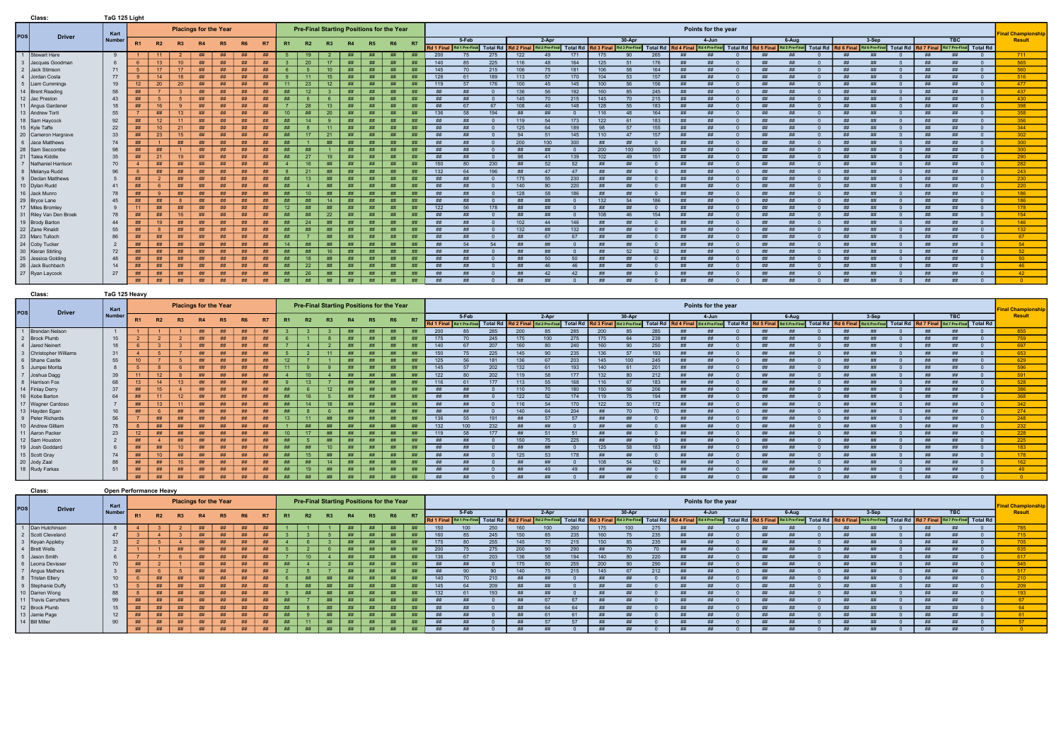**Class:** TaG 125 Light

| POS | Driver | Kart Number | Placings for the Year | | | | | | | Pre-Final Starting Positions for the Year | | | | | | | Points for the year | | | | | | | | | | | | | | | | | | | | | Final Championship Result |
|---|---|---|---|---|---|---|---|---|---|---|---|---|---|---|---|---|---|---|---|---|---|---|---|---|---|---|---|---|---|---|---|---|---|---|---|---|---|---|
| | | | R1 | R2 | R3 | R4 | R5 | R6 | R7 | R1 | R2 | R3 | R4 | R5 | R6 | R7 | 5-Feb | | | 2-Apr | | | 30-Apr | | | 4-Jun | | | 6-Aug | | | 3-Sep | | | TBC | | | |
| | | | | | | | | | | | | | | | | | Rd 1 Final | Rd 1 Pre-Final | Total Rd | Rd 2 Final | Rd 2 Pre-Final | Total Rd | Rd 3 Final | Rd 3 Pre-Final | Total Rd | Rd 4 Final | Rd 4 Pre-Final | Total Rd | Rd 5 Final | Rd 5 Pre-Final | Total Rd | Rd 6 Final | Rd 6 Pre-Final | Total Rd | Rd 7 Final | Rd 7 Pre-Final | Total Rd | |
| 1 | Stewart Hare | 9 | 1 | 11 | 2 | ## | ## | ## | ## | 5 | 19 | 2 | ## | ## | ## | ## | 200 | 75 | 275 | 122 | 49 | 171 | 175 | 90 | 265 | ## | ## | 0 | ## | ## | 0 | ## | ## | 0 | ## | ## | 0 | 711 |
| 3 | Jacques Goodman | 6 | 6 | 13 | 10 | ## | ## | ## | ## | 3 | 20 | 17 | ## | ## | ## | ## | 140 | 85 | 225 | 116 | 48 | 164 | 125 | 51 | 176 | ## | ## | 0 | ## | ## | 0 | ## | ## | 0 | ## | ## | 0 | 565 |
| 2 | Jack Stimson | 71 | 5 | 17 | 17 | ## | ## | ## | ## | 6 | 5 | 10 | ## | ## | ## | ## | 145 | 70 | 215 | 106 | 75 | 181 | 106 | 58 | 164 | ## | ## | 0 | ## | ## | 0 | ## | ## | 0 | ## | ## | 0 | 560 |
| 4 | Jordan Costa | 77 | 9 | 14 | 18 | ## | ## | ## | ## | 9 | 11 | 15 | ## | ## | ## | ## | 128 | 61 | 189 | 113 | 57 | 170 | 104 | 53 | 157 | ## | ## | 0 | ## | ## | 0 | ## | ## | 0 | ## | ## | 0 | 516 |
| 5 | Liam Cummings | 19 | 12 | 20 | 20 | ## | ## | ## | ## | 11 | 23 | 12 | ## | ## | ## | ## | 119 | 57 | 176 | 100 | 45 | 145 | 100 | 56 | 156 | ## | ## | 0 | ## | ## | 0 | ## | ## | 0 | ## | ## | 0 | 477 |
| 14 | Brent Reading | 58 | ## | 7 | 3 | ## | ## | ## | ## | ## | 12 | 3 | ## | ## | ## | ## | ## | ## | 0 | 136 | 56 | 192 | 160 | 85 | 245 | ## | ## | 0 | ## | ## | 0 | ## | ## | 0 | ## | ## | 0 | 437 |
| 12 | Jac Preston | 43 | ## | 5 | 5 | ## | ## | ## | ## | ## | 6 | 6 | ## | ## | ## | ## | ## | ## | 0 | 145 | 70 | 215 | 145 | 70 | 215 | ## | ## | 0 | ## | ## | 0 | ## | ## | 0 | ## | ## | 0 | 430 |
| 11 | Angus Gardener | 18 | ## | 16 | 9 | ## | ## | ## | ## | 7 | 28 | 13 | ## | ## | ## | ## | ## | 67 | 67 | 108 | 40 | 148 | 128 | 55 | 183 | ## | ## | 0 | ## | ## | 0 | ## | ## | 0 | ## | ## | 0 | 398 |
| 13 | Andrew Torti | 55 | 7 | ## | 13 | ## | ## | ## | ## | 10 | ## | 20 | ## | ## | ## | ## | 136 | 58 | 194 | ## | ## | 0 | 116 | 48 | 164 | ## | ## | 0 | ## | ## | 0 | ## | ## | 0 | ## | ## | 0 | 358 |
| 18 | Sam Haycock | 92 | ## | 12 | 11 | ## | ## | ## | ## | ## | 14 | 9 | ## | ## | ## | ## | ## | ## | 0 | 119 | 54 | 173 | 122 | 61 | 183 | ## | ## | 0 | ## | ## | 0 | ## | ## | 0 | ## | ## | 0 | 356 |
| 15 | Kyle Taffe | 22 | ## | 10 | 21 | ## | ## | ## | ## | ## | 8 | 11 | ## | ## | ## | ## | ## | ## | 0 | 125 | 64 | 189 | 98 | 57 | 155 | ## | ## | 0 | ## | ## | 0 | ## | ## | 0 | ## | ## | 0 | 344 |
| 20 | Cameron Hargrave | 33 | ## | 23 | 15 | ## | ## | ## | ## | ## | 17 | 21 | ## | ## | ## | ## | ## | ## | 0 | 94 | 51 | 145 | 110 | 47 | 157 | ## | ## | 0 | ## | ## | 0 | ## | ## | 0 | ## | ## | 0 | 302 |
| 6 | Jace Matthews | 74 | ## | 1 | ## | ## | ## | ## | ## | ## | 1 | ## | ## | ## | ## | ## | ## | ## | 0 | 200 | 100 | 300 | ## | ## | 0 | ## | ## | 0 | ## | ## | 0 | ## | ## | 0 | ## | ## | 0 | 300 |
| 28 | Sam Seccombe | 98 | ## | ## | 1 | ## | ## | ## | ## | ## | ## | 1 | ## | ## | ## | ## | ## | ## | 0 | ## | ## | 0 | 200 | 100 | 300 | ## | ## | 0 | ## | ## | 0 | ## | ## | 0 | ## | ## | 0 | 300 |
| 21 | Taiea Kiddle | 35 | ## | 21 | 19 | ## | ## | ## | ## | ## | 27 | 19 | ## | ## | ## | ## | ## | ## | 0 | 98 | 41 | 139 | 102 | 49 | 151 | ## | ## | 0 | ## | ## | 0 | ## | ## | 0 | ## | ## | 0 | 290 |
| 7 | Nathaniel Harrison | 70 | 4 | ## | ## | ## | ## | ## | ## | 4 | 16 | ## | ## | ## | ## | ## | 150 | 80 | 230 | ## | 52 | 52 | ## | ## | 0 | ## | ## | 0 | ## | ## | 0 | ## | ## | 0 | ## | ## | 0 | 282 |
| 8 | Melanya Rudd | 96 | 8 | ## | ## | ## | ## | ## | ## | 8 | 21 | ## | ## | ## | ## | ## | 132 | 64 | 196 | ## | 47 | 47 | ## | ## | 0 | ## | ## | 0 | ## | ## | 0 | ## | ## | 0 | ## | ## | 0 | 243 |
| 9 | Declan Matthews | 5 | ## | 2 | ## | ## | ## | ## | ## | ## | 13 | ## | ## | ## | ## | ## | ## | ## | 0 | 175 | 55 | 230 | ## | ## | 0 | ## | ## | 0 | ## | ## | 0 | ## | ## | 0 | ## | ## | 0 | 230 |
| 10 | Dylan Rudd | 41 | ## | 6 | ## | ## | ## | ## | ## | ## | 4 | ## | ## | ## | ## | ## | ## | ## | 0 | 140 | 80 | 220 | ## | ## | 0 | ## | ## | 0 | ## | ## | 0 | ## | ## | 0 | ## | ## | 0 | 220 |
| 16 | Jack Munro | 78 | ## | 9 | ## | ## | ## | ## | ## | ## | 10 | ## | ## | ## | ## | ## | ## | ## | 0 | 128 | 58 | 186 | ## | ## | 0 | ## | ## | 0 | ## | ## | 0 | ## | ## | 0 | ## | ## | 0 | 186 |
| 29 | Bryce Lane | 45 | ## | ## | 8 | ## | ## | ## | ## | ## | ## | 14 | ## | ## | ## | ## | ## | ## | 0 | ## | ## | 0 | 132 | 54 | 186 | ## | ## | 0 | ## | ## | 0 | ## | ## | 0 | ## | ## | 0 | 186 |
| 17 | Miles Bromley | 9 | 11 | ## | ## | ## | ## | ## | ## | 12 | ## | ## | ## | ## | ## | ## | 122 | 56 | 178 | ## | ## | 0 | ## | ## | 0 | ## | ## | 0 | ## | ## | 0 | ## | ## | 0 | ## | ## | 0 | 178 |
| 31 | Riley Van Den Broek | 78 | ## | ## | 16 | ## | ## | ## | ## | ## | ## | 22 | ## | ## | ## | ## | ## | ## | 0 | ## | ## | 0 | 108 | 46 | 154 | ## | ## | 0 | ## | ## | 0 | ## | ## | 0 | ## | ## | 0 | 154 |
| 19 | Brody Barton | 44 | ## | 19 | ## | ## | ## | ## | ## | ## | 24 | ## | ## | ## | ## | ## | ## | ## | 0 | 102 | 44 | 146 | ## | ## | 0 | ## | ## | 0 | ## | ## | 0 | ## | ## | 0 | ## | ## | 0 | 146 |
| 22 | Zane Rinaldi | 55 | ## | 8 | ## | ## | ## | ## | ## | ## | ## | ## | ## | ## | ## | ## | ## | ## | 0 | 132 | ## | 132 | ## | ## | 0 | ## | ## | 0 | ## | ## | 0 | ## | ## | 0 | ## | ## | 0 | 132 |
| 23 | Marc Tulloch | 86 | ## | ## | ## | ## | ## | ## | ## | ## | 7 | ## | ## | ## | ## | ## | ## | ## | 0 | ## | 67 | 67 | ## | ## | 0 | ## | ## | 0 | ## | ## | 0 | ## | ## | 0 | ## | ## | 0 | 67 |
| 24 | Coby Tucker | 2 | ## | ## | ## | ## | ## | ## | ## | 14 | ## | ## | ## | ## | ## | ## | ## | 54 | 54 | ## | ## | 0 | ## | ## | 0 | ## | ## | 0 | ## | ## | 0 | ## | ## | 0 | ## | ## | 0 | 54 |
| 30 | Kieran Stirling | 72 | ## | ## | ## | ## | ## | ## | ## | ## | ## | 16 | ## | ## | ## | ## | ## | ## | 0 | ## | ## | 0 | ## | 52 | 52 | ## | ## | 0 | ## | ## | 0 | ## | ## | 0 | ## | ## | 0 | 52 |
| 25 | Jessica Golding | 48 | ## | ## | ## | ## | ## | ## | ## | ## | 18 | ## | ## | ## | ## | ## | ## | ## | 0 | ## | 50 | 50 | ## | ## | 0 | ## | ## | 0 | ## | ## | 0 | ## | ## | 0 | ## | ## | 0 | 50 |
| 26 | Jack Buchbach | 14 | ## | ## | ## | ## | ## | ## | ## | ## | 22 | ## | ## | ## | ## | ## | ## | ## | 0 | ## | 46 | 46 | ## | ## | 0 | ## | ## | 0 | ## | ## | 0 | ## | ## | 0 | ## | ## | 0 | 46 |
| 27 | Ryan Laycock | 27 | ## | ## | ## | ## | ## | ## | ## | ## | 26 | ## | ## | ## | ## | ## | ## | ## | 0 | ## | 42 | 42 | ## | ## | 0 | ## | ## | 0 | ## | ## | 0 | ## | ## | 0 | ## | ## | 0 | 42 |
| | | | ## | ## | ## | ## | ## | ## | ## | ## | ## | ## | ## | ## | ## | ## | ## | ## | 0 | ## | ## | 0 | ## | ## | 0 | ## | ## | 0 | ## | ## | 0 | ## | ## | 0 | ## | ## | 0 | 0 |

**Class:** TaG 125 Heavy

| POS | Driver | Kart Number | Placings for the Year | | | | | | | Pre-Final Starting Positions for the Year | | | | | | | Points for the year | | | | | | | | | | | | | | | | | | | | | Final Championship Result |
|---|---|---|---|---|---|---|---|---|---|---|---|---|---|---|---|---|---|---|---|---|---|---|---|---|---|---|---|---|---|---|---|---|---|---|---|---|---|---|
| | | | R1 | R2 | R3 | R4 | R5 | R6 | R7 | R1 | R2 | R3 | R4 | R5 | R6 | R7 | 5-Feb | | | 2-Apr | | | 30-Apr | | | 4-Jun | | | 6-Aug | | | 3-Sep | | | TBC | | | |
| | | | | | | | | | | | | | | | | | Rd 1 Final | Rd 1 Pre-Final | Total Rd | Rd 2 Final | Rd 2 Pre-Final | Total Rd | Rd 3 Final | Rd 3 Pre-Final | Total Rd | Rd 4 Final | Rd 4 Pre-Final | Total Rd | Rd 5 Final | Rd 5 Pre-Final | Total Rd | Rd 6 Final | Rd 6 Pre-Final | Total Rd | Rd 7 Final | Rd 7 Pre-Final | Total Rd | |
| 1 | Brendan Nelson | 1 | 1 | 1 | 1 | ## | ## | ## | ## | 3 | 3 | 3 | ## | ## | ## | ## | 200 | 85 | 285 | 200 | 85 | 285 | 200 | 85 | 285 | ## | ## | 0 | ## | ## | 0 | ## | ## | 0 | ## | ## | 0 | 855 |
| 2 | Brock Plumb | 15 | 2 | 2 | 2 | ## | ## | ## | ## | 6 | 1 | 8 | ## | ## | ## | ## | 175 | 70 | 245 | 175 | 100 | 275 | 175 | 64 | 239 | ## | ## | 0 | ## | ## | 0 | ## | ## | 0 | ## | ## | 0 | 759 |
| 4 | Jared Neinert | 18 | 6 | 3 | 3 | ## | ## | ## | ## | 7 | 4 | 2 | ## | ## | ## | ## | 140 | 67 | 207 | 160 | 80 | 240 | 160 | 90 | 250 | ## | ## | 0 | ## | ## | 0 | ## | ## | 0 | ## | ## | 0 | 697 |
| 3 | Christopher Williams | 31 | 4 | 5 | 7 | ## | ## | ## | ## | 5 | 2 | 11 | ## | ## | ## | ## | 150 | 75 | 225 | 145 | 90 | 235 | 136 | 57 | 193 | ## | ## | 0 | ## | ## | 0 | ## | ## | 0 | ## | ## | 0 | 653 |
| 6 | Shane Castle | 55 | 10 | 7 | 5 | ## | ## | ## | ## | 12 | ## | 1 | ## | ## | ## | ## | 125 | 56 | 181 | 136 | 67 | 203 | 145 | 100 | 245 | ## | ## | 0 | ## | ## | 0 | ## | ## | 0 | ## | ## | 0 | 629 |
| 5 | Jumpei Morita | 8 | 5 | 8 | 6 | ## | ## | ## | ## | 11 | 9 | 9 | ## | ## | ## | ## | 145 | 57 | 202 | 132 | 61 | 193 | 140 | 61 | 201 | ## | ## | 0 | ## | ## | 0 | ## | ## | 0 | ## | ## | 0 | 596 |
| 7 | Joshua Dagg | 39 | 11 | 12 | 8 | ## | ## | ## | ## | 4 | 10 | 4 | ## | ## | ## | ## | 122 | 80 | 202 | 119 | 58 | 177 | 132 | 80 | 212 | ## | ## | 0 | ## | ## | 0 | ## | ## | 0 | ## | ## | 0 | 591 |
| 8 | Harrison Fox | 68 | 13 | 14 | 13 | ## | ## | ## | ## | 9 | 13 | 7 | ## | ## | ## | ## | 116 | 61 | 177 | 113 | 55 | 168 | 116 | 67 | 183 | ## | ## | 0 | ## | ## | 0 | ## | ## | 0 | ## | ## | 0 | 528 |
| 14 | Finlay Derry | 37 | ## | 15 | 4 | ## | ## | ## | ## | ## | 6 | 12 | ## | ## | ## | ## | ## | ## | 0 | 110 | 70 | 180 | 150 | 56 | 206 | ## | ## | 0 | ## | ## | 0 | ## | ## | 0 | ## | ## | 0 | 386 |
| 16 | Kobe Barton | 64 | ## | 11 | 12 | ## | ## | ## | ## | ## | 16 | 5 | ## | ## | ## | ## | ## | ## | 0 | 122 | 52 | 174 | 119 | 75 | 194 | ## | ## | 0 | ## | ## | 0 | ## | ## | 0 | ## | ## | 0 | 368 |
| 17 | Wagner Cardoso | 7 | ## | 13 | 11 | ## | ## | ## | ## | ## | 14 | 18 | ## | ## | ## | ## | ## | ## | 0 | 116 | 54 | 170 | 122 | 50 | 172 | ## | ## | 0 | ## | ## | 0 | ## | ## | 0 | ## | ## | 0 | 342 |
| 13 | Hayden Egan | 16 | ## | 6 | ## | ## | ## | ## | ## | ## | 8 | 6 | ## | ## | ## | ## | ## | ## | 0 | 140 | 64 | 204 | ## | 70 | 70 | ## | ## | 0 | ## | ## | 0 | ## | ## | 0 | ## | ## | 0 | 274 |
| 9 | Peter Richards | 56 | 7 | ## | ## | ## | ## | ## | ## | 13 | 11 | ## | ## | ## | ## | ## | 136 | 55 | 191 | ## | 57 | 57 | ## | ## | 0 | ## | ## | 0 | ## | ## | 0 | ## | ## | 0 | ## | ## | 0 | 248 |
| 10 | Andrew Gilliam | 78 | 8 | ## | ## | ## | ## | ## | ## | 1 | ## | ## | ## | ## | ## | ## | 132 | 100 | 232 | ## | ## | 0 | ## | ## | 0 | ## | ## | 0 | ## | ## | 0 | ## | ## | 0 | ## | ## | 0 | 232 |
| 11 | Aaron Packer | 23 | 12 | ## | ## | ## | ## | ## | ## | 10 | 17 | ## | ## | ## | ## | ## | 119 | 58 | 177 | ## | 51 | 51 | ## | ## | 0 | ## | ## | 0 | ## | ## | 0 | ## | ## | 0 | ## | ## | 0 | 228 |
| 12 | Sam Houston | 2 | ## | 4 | ## | ## | ## | ## | ## | ## | 5 | ## | ## | ## | ## | ## | ## | ## | 0 | 150 | 75 | 225 | ## | ## | 0 | ## | ## | 0 | ## | ## | 0 | ## | ## | 0 | ## | ## | 0 | 225 |
| 19 | Josh Goddard | 6 | ## | ## | 10 | ## | ## | ## | ## | ## | ## | 10 | ## | ## | ## | ## | ## | ## | 0 | ## | ## | 0 | 125 | 58 | 183 | ## | ## | 0 | ## | ## | 0 | ## | ## | 0 | ## | ## | 0 | 183 |
| 15 | Scott Gray | 74 | ## | 10 | ## | ## | ## | ## | ## | ## | 15 | ## | ## | ## | ## | ## | ## | ## | 0 | 125 | 53 | 178 | ## | ## | 0 | ## | ## | 0 | ## | ## | 0 | ## | ## | 0 | ## | ## | 0 | 178 |
| 20 | Jody Zaal | 88 | ## | ## | 16 | ## | ## | ## | ## | ## | ## | 14 | ## | ## | ## | ## | ## | ## | 0 | ## | ## | 0 | 108 | 54 | 162 | ## | ## | 0 | ## | ## | 0 | ## | ## | 0 | ## | ## | 0 | 162 |
| 18 | Rudy Farkas | 51 | ## | ## | ## | ## | ## | ## | ## | ## | 19 | ## | ## | ## | ## | ## | ## | ## | 0 | ## | 49 | 49 | ## | ## | 0 | ## | ## | 0 | ## | ## | 0 | ## | ## | 0 | ## | ## | 0 | 49 |
| | | | ## | ## | ## | ## | ## | ## | ## | ## | ## | ## | ## | ## | ## | ## | ## | ## | 0 | ## | ## | 0 | ## | ## | 0 | ## | ## | 0 | ## | ## | 0 | ## | ## | 0 | ## | ## | 0 | 0 |

**Class:** Open Performance Heavy

| POS | Driver | Kart Number | Placings for the Year | | | | | | | Pre-Final Starting Positions for the Year | | | | | | | Points for the year | | | | | | | | | | | | | | | | | | | | | Final Championship Result |
|---|---|---|---|---|---|---|---|---|---|---|---|---|---|---|---|---|---|---|---|---|---|---|---|---|---|---|---|---|---|---|---|---|---|---|---|---|---|---|
| | | | R1 | R2 | R3 | R4 | R5 | R6 | R7 | R1 | R2 | R3 | R4 | R5 | R6 | R7 | 5-Feb | | | 2-Apr | | | 30-Apr | | | 4-Jun | | | 6-Aug | | | 3-Sep | | | TBC | | | |
| | | | | | | | | | | | | | | | | | Rd 1 Final | Rd 1 Pre-Final | Total Rd | Rd 2 Final | Rd 2 Pre-Final | Total Rd | Rd 3 Final | Rd 3 Pre-Final | Total Rd | Rd 4 Final | Rd 4 Pre-Final | Total Rd | Rd 5 Final | Rd 5 Pre-Final | Total Rd | Rd 6 Final | Rd 6 Pre-Final | Total Rd | Rd 7 Final | Rd 7 Pre-Final | Total Rd | |
| 1 | Dan Hutchinson | 8 | 4 | 3 | 2 | ## | ## | ## | ## | 1 | 1 | 1 | ## | ## | ## | ## | 150 | 100 | 250 | 160 | 100 | 260 | 175 | 100 | 275 | ## | ## | 0 | ## | ## | 0 | ## | ## | 0 | ## | ## | 0 | 785 |
| 2 | Scott Cleveland | 47 | 3 | 4 | 3 | ## | ## | ## | ## | 3 | 3 | 5 | ## | ## | ## | ## | 160 | 85 | 245 | 150 | 85 | 235 | 160 | 75 | 235 | ## | ## | 0 | ## | ## | 0 | ## | ## | 0 | ## | ## | 0 | 715 |
| 3 | Keyan Appleby | 33 | 2 | 5 | 4 | ## | ## | ## | ## | 4 | 6 | 3 | ## | ## | ## | ## | 175 | 80 | 255 | 145 | 70 | 215 | 150 | 85 | 235 | ## | ## | 0 | ## | ## | 0 | ## | ## | 0 | ## | ## | 0 | 705 |
| 4 | Brett Wells | 2 | 1 | 1 | ## | ## | ## | ## | ## | 5 | 2 | 6 | ## | ## | ## | ## | 200 | 75 | 275 | 200 | 90 | 290 | ## | 70 | 70 | ## | ## | 0 | ## | ## | 0 | ## | ## | 0 | ## | ## | 0 | 635 |
| 5 | Jason Smith | 6 | 7 | 7 | 6 | ## | ## | ## | ## | 7 | 10 | 4 | ## | ## | ## | ## | 136 | 67 | 203 | 136 | 58 | 194 | 140 | 80 | 220 | ## | ## | 0 | ## | ## | 0 | ## | ## | 0 | ## | ## | 0 | 617 |
| 6 | Leorra Devisser | 70 | ## | 2 | 1 | ## | ## | ## | ## | ## | 4 | 2 | ## | ## | ## | ## | ## | ## | 0 | 175 | 80 | 255 | 200 | 90 | 290 | ## | ## | 0 | ## | ## | 0 | ## | ## | 0 | ## | ## | 0 | 545 |
| 7 | Angus Mathers | 3 | ## | 6 | 5 | ## | ## | ## | ## | 2 | 5 | 7 | ## | ## | ## | ## | ## | 90 | 90 | 140 | 75 | 215 | 145 | 67 | 212 | ## | ## | 0 | ## | ## | 0 | ## | ## | 0 | ## | ## | 0 | 517 |
| 8 | Tristan Ellery | 10 | 6 | ## | ## | ## | ## | ## | ## | 6 | ## | ## | ## | ## | ## | ## | 140 | 70 | 210 | ## | ## | 0 | ## | ## | 0 | ## | ## | 0 | ## | ## | 0 | ## | ## | 0 | ## | ## | 0 | 210 |
| 9 | Stephanie Duffy | 13 | 5 | ## | ## | ## | ## | ## | ## | 8 | ## | ## | ## | ## | ## | ## | 145 | 64 | 209 | ## | ## | 0 | ## | ## | 0 | ## | ## | 0 | ## | ## | 0 | ## | ## | 0 | ## | ## | 0 | 209 |
| 10 | Darren Wong | 88 | 8 | ## | ## | ## | ## | ## | ## | 9 | ## | ## | ## | ## | ## | ## | 132 | 61 | 193 | ## | ## | 0 | ## | ## | 0 | ## | ## | 0 | ## | ## | 0 | ## | ## | 0 | ## | ## | 0 | 193 |
| 11 | Travis Carruthers | 99 | ## | ## | ## | ## | ## | ## | ## | ## | 7 | ## | ## | ## | ## | ## | ## | ## | 0 | ## | 67 | 67 | ## | ## | 0 | ## | ## | 0 | ## | ## | 0 | ## | ## | 0 | ## | ## | 0 | 67 |
| 12 | Brock Plumb | 15 | ## | ## | ## | ## | ## | ## | ## | ## | 8 | ## | ## | ## | ## | ## | ## | ## | 0 | ## | 64 | 64 | ## | ## | 0 | ## | ## | 0 | ## | ## | 0 | ## | ## | 0 | ## | ## | 0 | 64 |
| 13 | Jamie Page | 12 | ## | ## | ## | ## | ## | ## | ## | ## | 9 | ## | ## | ## | ## | ## | ## | ## | 0 | ## | 61 | 61 | ## | ## | 0 | ## | ## | 0 | ## | ## | 0 | ## | ## | 0 | ## | ## | 0 | 61 |
| 14 | Bill Miller | 90 | ## | ## | ## | ## | ## | ## | ## | ## | 11 | ## | ## | ## | ## | ## | ## | ## | 0 | ## | 57 | 57 | ## | ## | 0 | ## | ## | 0 | ## | ## | 0 | ## | ## | 0 | ## | ## | 0 | 57 |
| | | | ## | ## | ## | ## | ## | ## | ## | ## | ## | ## | ## | ## | ## | ## | ## | ## | 0 | ## | ## | 0 | ## | ## | 0 | ## | ## | 0 | ## | ## | 0 | ## | ## | 0 | ## | ## | 0 | 0 |